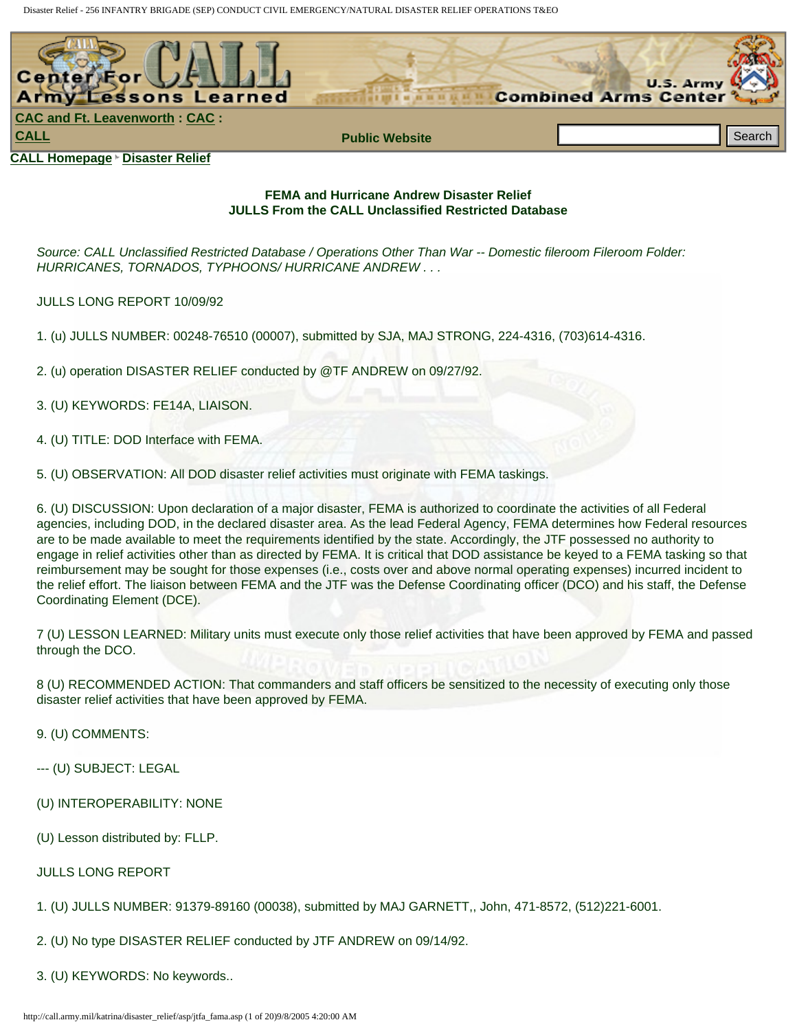CALL Homepage ‣ Disaster Relief

### FEMA and Hurricane Andrew Disaster Relief
### JULLS From the CALL Unclassified Restricted Database

*Source: CALL Unclassified Restricted Database / Operations Other Than War -- Domestic fileroom Fileroom Folder: HURRICANES, TORNADOS, TYPHOONS/ HURRICANE ANDREW . . .*

JULLS LONG REPORT 10/09/92

1. (u) JULLS NUMBER: 00248-76510 (00007), submitted by SJA, MAJ STRONG, 224-4316, (703)614-4316.

2. (u) operation DISASTER RELIEF conducted by @TF ANDREW on 09/27/92.

3. (U) KEYWORDS: FE14A, LIAISON.

4. (U) TITLE: DOD Interface with FEMA.

5. (U) OBSERVATION: All DOD disaster relief activities must originate with FEMA taskings.

6. (U) DISCUSSION: Upon declaration of a major disaster, FEMA is authorized to coordinate the activities of all Federal agencies, including DOD, in the declared disaster area. As the lead Federal Agency, FEMA determines how Federal resources are to be made available to meet the requirements identified by the state. Accordingly, the JTF possessed no authority to engage in relief activities other than as directed by FEMA. It is critical that DOD assistance be keyed to a FEMA tasking so that reimbursement may be sought for those expenses (i.e., costs over and above normal operating expenses) incurred incident to the relief effort. The liaison between FEMA and the JTF was the Defense Coordinating officer (DCO) and his staff, the Defense Coordinating Element (DCE).

7 (U) LESSON LEARNED: Military units must execute only those relief activities that have been approved by FEMA and passed through the DCO.

8 (U) RECOMMENDED ACTION: That commanders and staff officers be sensitized to the necessity of executing only those disaster relief activities that have been approved by FEMA.

9. (U) COMMENTS:

--- (U) SUBJECT: LEGAL

(U) INTEROPERABILITY: NONE

(U) Lesson distributed by: FLLP.

JULLS LONG REPORT

1. (U) JULLS NUMBER: 91379-89160 (00038), submitted by MAJ GARNETT,, John, 471-8572, (512)221-6001.

2. (U) No type DISASTER RELIEF conducted by JTF ANDREW on 09/14/92.

3. (U) KEYWORDS: No keywords..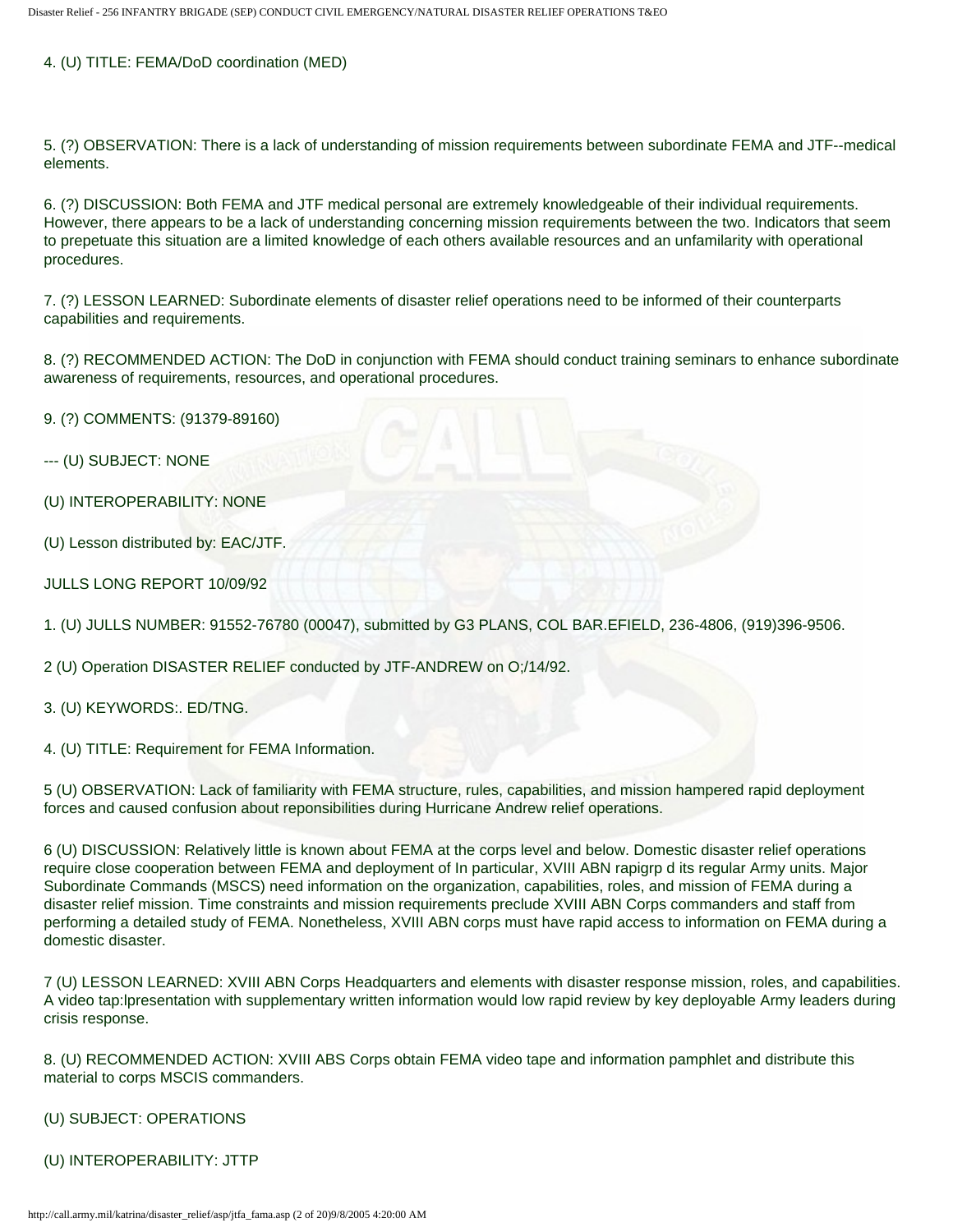4. (U) TITLE: FEMA/DoD coordination (MED)

5. (?) OBSERVATION: There is a lack of understanding of mission requirements between subordinate FEMA and JTF--medical elements.

6. (?) DISCUSSION: Both FEMA and JTF medical personal are extremely knowledgeable of their individual requirements. However, there appears to be a lack of understanding concerning mission requirements between the two. Indicators that seem to prepetuate this situation are a limited knowledge of each others available resources and an unfamilarity with operational procedures.

7. (?) LESSON LEARNED: Subordinate elements of disaster relief operations need to be informed of their counterparts capabilities and requirements.

8. (?) RECOMMENDED ACTION: The DoD in conjunction with FEMA should conduct training seminars to enhance subordinate awareness of requirements, resources, and operational procedures.

9. (?) COMMENTS: (91379-89160)

--- (U) SUBJECT: NONE

(U) INTEROPERABILITY: NONE

(U) Lesson distributed by: EAC/JTF.

JULLS LONG REPORT 10/09/92

1. (U) JULLS NUMBER: 91552-76780 (00047), submitted by G3 PLANS, COL BAR.EFIELD, 236-4806, (919)396-9506.

2 (U) Operation DISASTER RELIEF conducted by JTF-ANDREW on O;/14/92.

3. (U) KEYWORDS:. ED/TNG.

4. (U) TITLE: Requirement for FEMA Information.

5 (U) OBSERVATION: Lack of familiarity with FEMA structure, rules, capabilities, and mission hampered rapid deployment forces and caused confusion about reponsibilities during Hurricane Andrew relief operations.

6 (U) DISCUSSION: Relatively little is known about FEMA at the corps level and below. Domestic disaster relief operations require close cooperation between FEMA and deployment of In particular, XVIII ABN rapigrp d its regular Army units. Major Subordinate Commands (MSCS) need information on the organization, capabilities, roles, and mission of FEMA during a disaster relief mission. Time constraints and mission requirements preclude XVIII ABN Corps commanders and staff from performing a detailed study of FEMA. Nonetheless, XVIII ABN corps must have rapid access to information on FEMA during a domestic disaster.

7 (U) LESSON LEARNED: XVIII ABN Corps Headquarters and elements with disaster response mission, roles, and capabilities. A video tap:lpresentation with supplementary written information would low rapid review by key deployable Army leaders during crisis response.

8. (U) RECOMMENDED ACTION: XVIII ABS Corps obtain FEMA video tape and information pamphlet and distribute this material to corps MSCIS commanders.

(U) SUBJECT: OPERATIONS

(U) INTEROPERABILITY: JTTP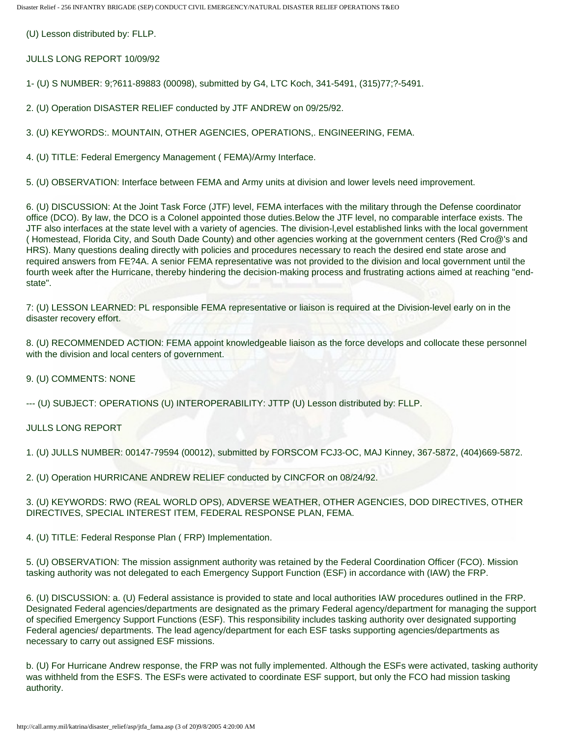(U) Lesson distributed by: FLLP.

JULLS LONG REPORT 10/09/92

1- (U) S NUMBER: 9;?611-89883 (00098), submitted by G4, LTC Koch, 341-5491, (315)77;?-5491.

2. (U) Operation DISASTER RELIEF conducted by JTF ANDREW on 09/25/92.

3. (U) KEYWORDS:. MOUNTAIN, OTHER AGENCIES, OPERATIONS,. ENGINEERING, FEMA.

4. (U) TITLE: Federal Emergency Management ( FEMA)/Army Interface.

5. (U) OBSERVATION: Interface between FEMA and Army units at division and lower levels need improvement.

6. (U) DISCUSSION: At the Joint Task Force (JTF) level, FEMA interfaces with the military through the Defense coordinator office (DCO). By law, the DCO is a Colonel appointed those duties.Below the JTF level, no comparable interface exists. The JTF also interfaces at the state level with a variety of agencies. The division-l,evel established links with the local government ( Homestead, Florida City, and South Dade County) and other agencies working at the government centers (Red Cro@'s and HRS). Many questions dealing directly with policies and procedures necessary to reach the desired end state arose and required answers from FE?4A. A senior FEMA representative was not provided to the division and local government until the fourth week after the Hurricane, thereby hindering the decision-making process and frustrating actions aimed at reaching "end-state".

7: (U) LESSON LEARNED: PL responsible FEMA representative or liaison is required at the Division-level early on in the disaster recovery effort.

8. (U) RECOMMENDED ACTION: FEMA appoint knowledgeable liaison as the force develops and collocate these personnel with the division and local centers of government.

9. (U) COMMENTS: NONE

--- (U) SUBJECT: OPERATIONS (U) INTEROPERABILITY: JTTP (U) Lesson distributed by: FLLP.

JULLS LONG REPORT

1. (U) JULLS NUMBER: 00147-79594 (00012), submitted by FORSCOM FCJ3-OC, MAJ Kinney, 367-5872, (404)669-5872.

2. (U) Operation HURRICANE ANDREW RELIEF conducted by CINCFOR on 08/24/92.

3. (U) KEYWORDS: RWO (REAL WORLD OPS), ADVERSE WEATHER, OTHER AGENCIES, DOD DIRECTIVES, OTHER DIRECTIVES, SPECIAL INTEREST ITEM, FEDERAL RESPONSE PLAN, FEMA.

4. (U) TITLE: Federal Response Plan ( FRP) Implementation.

5. (U) OBSERVATION: The mission assignment authority was retained by the Federal Coordination Officer (FCO). Mission tasking authority was not delegated to each Emergency Support Function (ESF) in accordance with (IAW) the FRP.

6. (U) DISCUSSION: a. (U) Federal assistance is provided to state and local authorities IAW procedures outlined in the FRP. Designated Federal agencies/departments are designated as the primary Federal agency/department for managing the support of specified Emergency Support Functions (ESF). This responsibility includes tasking authority over designated supporting Federal agencies/ departments. The lead agency/department for each ESF tasks supporting agencies/departments as necessary to carry out assigned ESF missions.

b. (U) For Hurricane Andrew response, the FRP was not fully implemented. Although the ESFs were activated, tasking authority was withheld from the ESFS. The ESFs were activated to coordinate ESF support, but only the FCO had mission tasking authority.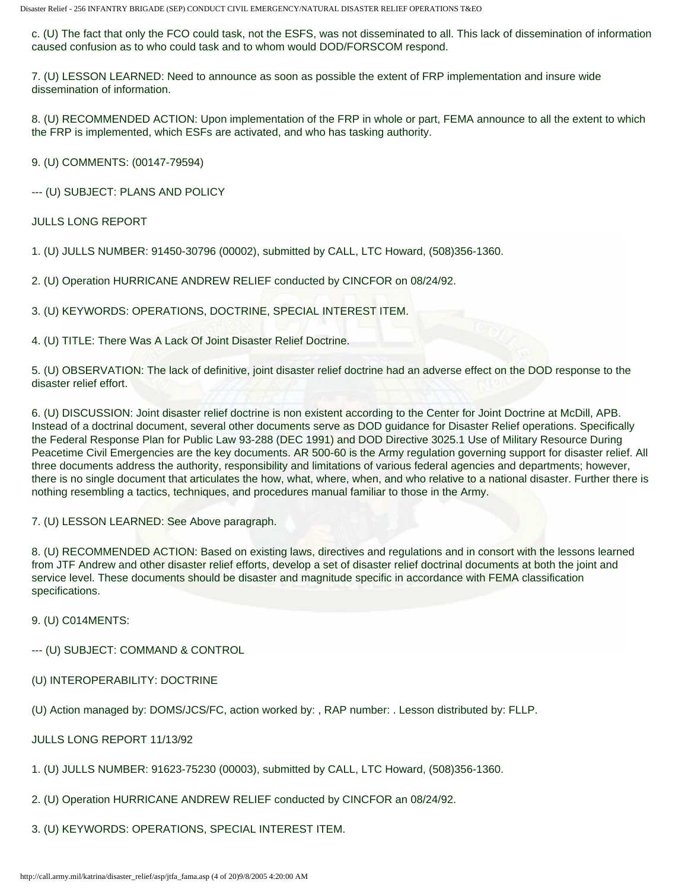c. (U) The fact that only the FCO could task, not the ESFS, was not disseminated to all. This lack of dissemination of information caused confusion as to who could task and to whom would DOD/FORSCOM respond.

7. (U) LESSON LEARNED: Need to announce as soon as possible the extent of FRP implementation and insure wide dissemination of information.

8. (U) RECOMMENDED ACTION: Upon implementation of the FRP in whole or part, FEMA announce to all the extent to which the FRP is implemented, which ESFs are activated, and who has tasking authority.

9. (U) COMMENTS: (00147-79594)

--- (U) SUBJECT: PLANS AND POLICY

JULLS LONG REPORT

1. (U) JULLS NUMBER: 91450-30796 (00002), submitted by CALL, LTC Howard, (508)356-1360.

2. (U) Operation HURRICANE ANDREW RELIEF conducted by CINCFOR on 08/24/92.

3. (U) KEYWORDS: OPERATIONS, DOCTRINE, SPECIAL INTEREST ITEM.

4. (U) TITLE: There Was A Lack Of Joint Disaster Relief Doctrine.

5. (U) OBSERVATION: The lack of definitive, joint disaster relief doctrine had an adverse effect on the DOD response to the disaster relief effort.

6. (U) DISCUSSION: Joint disaster relief doctrine is non existent according to the Center for Joint Doctrine at McDill, APB. Instead of a doctrinal document, several other documents serve as DOD guidance for Disaster Relief operations. Specifically the Federal Response Plan for Public Law 93-288 (DEC 1991) and DOD Directive 3025.1 Use of Military Resource During Peacetime Civil Emergencies are the key documents. AR 500-60 is the Army regulation governing support for disaster relief. All three documents address the authority, responsibility and limitations of various federal agencies and departments; however, there is no single document that articulates the how, what, where, when, and who relative to a national disaster. Further there is nothing resembling a tactics, techniques, and procedures manual familiar to those in the Army.

7. (U) LESSON LEARNED: See Above paragraph.

8. (U) RECOMMENDED ACTION: Based on existing laws, directives and regulations and in consort with the lessons learned from JTF Andrew and other disaster relief efforts, develop a set of disaster relief doctrinal documents at both the joint and service level. These documents should be disaster and magnitude specific in accordance with FEMA classification specifications.

9. (U) C014MENTS:

--- (U) SUBJECT: COMMAND & CONTROL

(U) INTEROPERABILITY: DOCTRINE

(U) Action managed by: DOMS/JCS/FC, action worked by: , RAP number: . Lesson distributed by: FLLP.

JULLS LONG REPORT 11/13/92

1. (U) JULLS NUMBER: 91623-75230 (00003), submitted by CALL, LTC Howard, (508)356-1360.

2. (U) Operation HURRICANE ANDREW RELIEF conducted by CINCFOR an 08/24/92.

3. (U) KEYWORDS: OPERATIONS, SPECIAL INTEREST ITEM.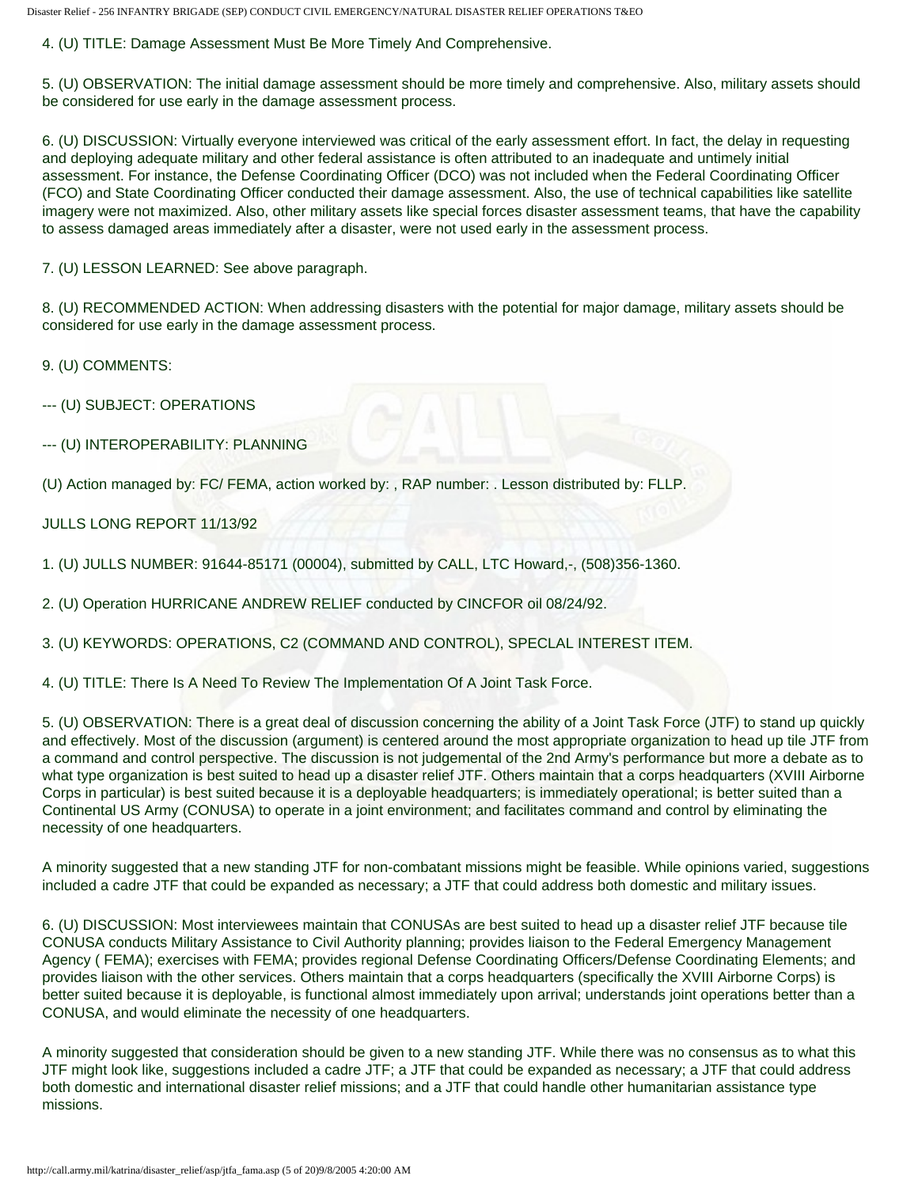4. (U) TITLE: Damage Assessment Must Be More Timely And Comprehensive.

5. (U) OBSERVATION: The initial damage assessment should be more timely and comprehensive. Also, military assets should be considered for use early in the damage assessment process.

6. (U) DISCUSSION: Virtually everyone interviewed was critical of the early assessment effort. In fact, the delay in requesting and deploying adequate military and other federal assistance is often attributed to an inadequate and untimely initial assessment. For instance, the Defense Coordinating Officer (DCO) was not included when the Federal Coordinating Officer (FCO) and State Coordinating Officer conducted their damage assessment. Also, the use of technical capabilities like satellite imagery were not maximized. Also, other military assets like special forces disaster assessment teams, that have the capability to assess damaged areas immediately after a disaster, were not used early in the assessment process.

7. (U) LESSON LEARNED: See above paragraph.

8. (U) RECOMMENDED ACTION: When addressing disasters with the potential for major damage, military assets should be considered for use early in the damage assessment process.

9. (U) COMMENTS:

--- (U) SUBJECT: OPERATIONS

--- (U) INTEROPERABILITY: PLANNING

(U) Action managed by: FC/ FEMA, action worked by: , RAP number: . Lesson distributed by: FLLP.

JULLS LONG REPORT 11/13/92

1. (U) JULLS NUMBER: 91644-85171 (00004), submitted by CALL, LTC Howard,-, (508)356-1360.

2. (U) Operation HURRICANE ANDREW RELIEF conducted by CINCFOR oil 08/24/92.

3. (U) KEYWORDS: OPERATIONS, C2 (COMMAND AND CONTROL), SPECLAL INTEREST ITEM.

4. (U) TITLE: There Is A Need To Review The Implementation Of A Joint Task Force.

5. (U) OBSERVATION: There is a great deal of discussion concerning the ability of a Joint Task Force (JTF) to stand up quickly and effectively. Most of the discussion (argument) is centered around the most appropriate organization to head up tile JTF from a command and control perspective. The discussion is not judgemental of the 2nd Army's performance but more a debate as to what type organization is best suited to head up a disaster relief JTF. Others maintain that a corps headquarters (XVIII Airborne Corps in particular) is best suited because it is a deployable headquarters; is immediately operational; is better suited than a Continental US Army (CONUSA) to operate in a joint environment; and facilitates command and control by eliminating the necessity of one headquarters.

A minority suggested that a new standing JTF for non-combatant missions might be feasible. While opinions varied, suggestions included a cadre JTF that could be expanded as necessary; a JTF that could address both domestic and military issues.

6. (U) DISCUSSION: Most interviewees maintain that CONUSAs are best suited to head up a disaster relief JTF because tile CONUSA conducts Military Assistance to Civil Authority planning; provides liaison to the Federal Emergency Management Agency ( FEMA); exercises with FEMA; provides regional Defense Coordinating Officers/Defense Coordinating Elements; and provides liaison with the other services. Others maintain that a corps headquarters (specifically the XVIII Airborne Corps) is better suited because it is deployable, is functional almost immediately upon arrival; understands joint operations better than a CONUSA, and would eliminate the necessity of one headquarters.

A minority suggested that consideration should be given to a new standing JTF. While there was no consensus as to what this JTF might look like, suggestions included a cadre JTF; a JTF that could be expanded as necessary; a JTF that could address both domestic and international disaster relief missions; and a JTF that could handle other humanitarian assistance type missions.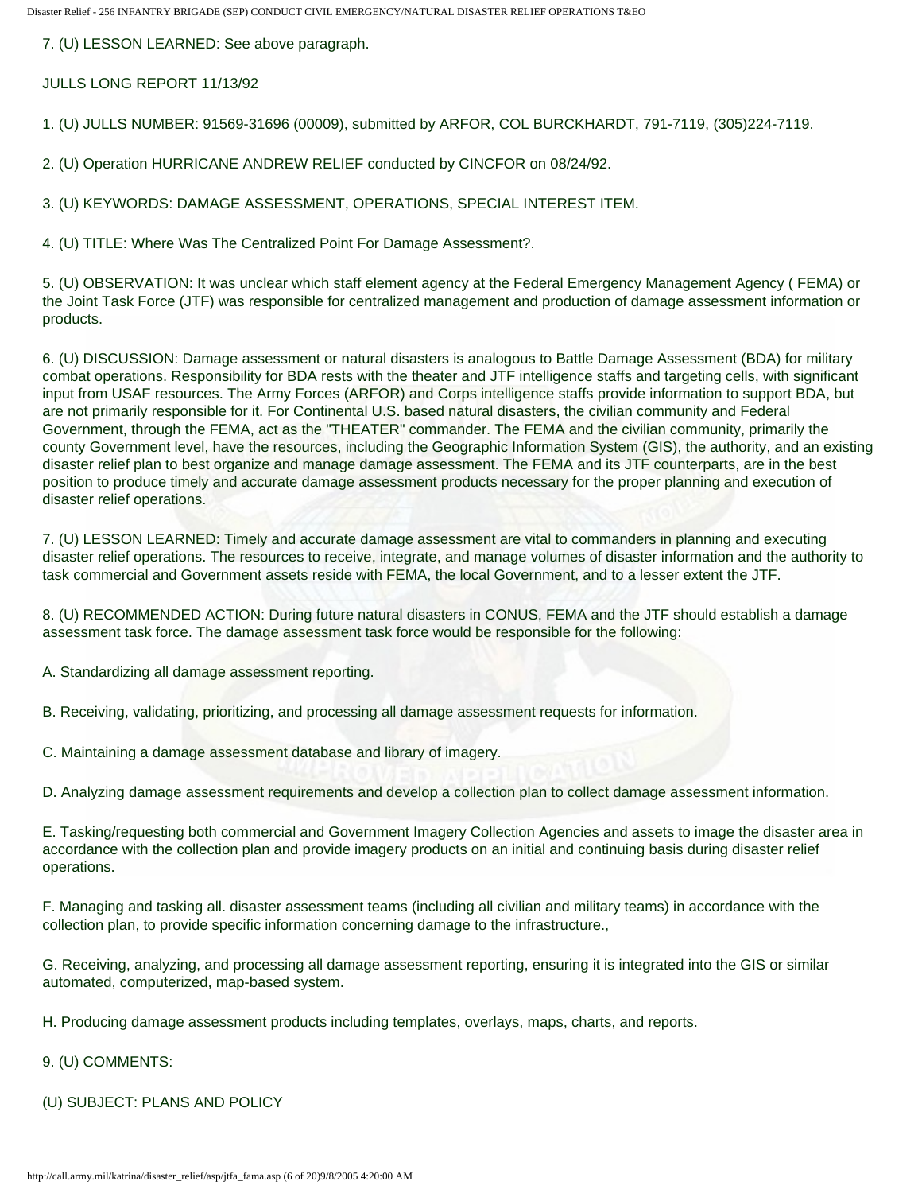7. (U) LESSON LEARNED: See above paragraph.

JULLS LONG REPORT 11/13/92

1. (U) JULLS NUMBER: 91569-31696 (00009), submitted by ARFOR, COL BURCKHARDT, 791-7119, (305)224-7119.

2. (U) Operation HURRICANE ANDREW RELIEF conducted by CINCFOR on 08/24/92.

3. (U) KEYWORDS: DAMAGE ASSESSMENT, OPERATIONS, SPECIAL INTEREST ITEM.

4. (U) TITLE: Where Was The Centralized Point For Damage Assessment?.

5. (U) OBSERVATION: It was unclear which staff element agency at the Federal Emergency Management Agency ( FEMA) or the Joint Task Force (JTF) was responsible for centralized management and production of damage assessment information or products.

6. (U) DISCUSSION: Damage assessment or natural disasters is analogous to Battle Damage Assessment (BDA) for military combat operations. Responsibility for BDA rests with the theater and JTF intelligence staffs and targeting cells, with significant input from USAF resources. The Army Forces (ARFOR) and Corps intelligence staffs provide information to support BDA, but are not primarily responsible for it. For Continental U.S. based natural disasters, the civilian community and Federal Government, through the FEMA, act as the "THEATER" commander. The FEMA and the civilian community, primarily the county Government level, have the resources, including the Geographic Information System (GIS), the authority, and an existing disaster relief plan to best organize and manage damage assessment. The FEMA and its JTF counterparts, are in the best position to produce timely and accurate damage assessment products necessary for the proper planning and execution of disaster relief operations.

7. (U) LESSON LEARNED: Timely and accurate damage assessment are vital to commanders in planning and executing disaster relief operations. The resources to receive, integrate, and manage volumes of disaster information and the authority to task commercial and Government assets reside with FEMA, the local Government, and to a lesser extent the JTF.

8. (U) RECOMMENDED ACTION: During future natural disasters in CONUS, FEMA and the JTF should establish a damage assessment task force. The damage assessment task force would be responsible for the following:

A. Standardizing all damage assessment reporting.

B. Receiving, validating, prioritizing, and processing all damage assessment requests for information.

C. Maintaining a damage assessment database and library of imagery.

D. Analyzing damage assessment requirements and develop a collection plan to collect damage assessment information.

E. Tasking/requesting both commercial and Government Imagery Collection Agencies and assets to image the disaster area in accordance with the collection plan and provide imagery products on an initial and continuing basis during disaster relief operations.

F. Managing and tasking all. disaster assessment teams (including all civilian and military teams) in accordance with the collection plan, to provide specific information concerning damage to the infrastructure.,

G. Receiving, analyzing, and processing all damage assessment reporting, ensuring it is integrated into the GIS or similar automated, computerized, map-based system.

H. Producing damage assessment products including templates, overlays, maps, charts, and reports.

9. (U) COMMENTS:

(U) SUBJECT: PLANS AND POLICY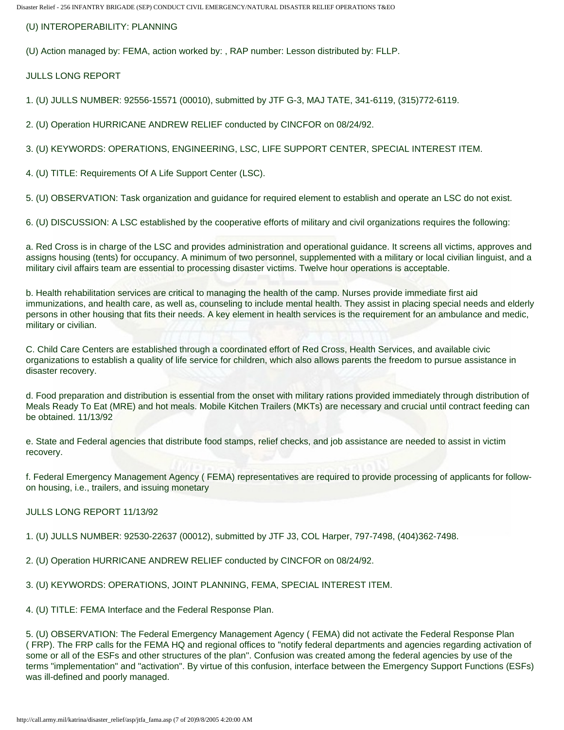(U) INTEROPERABILITY: PLANNING

(U) Action managed by: FEMA, action worked by: , RAP number: Lesson distributed by: FLLP.

JULLS LONG REPORT

1. (U) JULLS NUMBER: 92556-15571 (00010), submitted by JTF G-3, MAJ TATE, 341-6119, (315)772-6119.

2. (U) Operation HURRICANE ANDREW RELIEF conducted by CINCFOR on 08/24/92.

3. (U) KEYWORDS: OPERATIONS, ENGINEERING, LSC, LIFE SUPPORT CENTER, SPECIAL INTEREST ITEM.

4. (U) TITLE: Requirements Of A Life Support Center (LSC).

5. (U) OBSERVATION: Task organization and guidance for required element to establish and operate an LSC do not exist.

6. (U) DISCUSSION: A LSC established by the cooperative efforts of military and civil organizations requires the following:

a. Red Cross is in charge of the LSC and provides administration and operational guidance. It screens all victims, approves and assigns housing (tents) for occupancy. A minimum of two personnel, supplemented with a military or local civilian linguist, and a military civil affairs team are essential to processing disaster victims. Twelve hour operations is acceptable.

b. Health rehabilitation services are critical to managing the health of the camp. Nurses provide immediate first aid immunizations, and health care, as well as, counseling to include mental health. They assist in placing special needs and elderly persons in other housing that fits their needs. A key element in health services is the requirement for an ambulance and medic, military or civilian.

C. Child Care Centers are established through a coordinated effort of Red Cross, Health Services, and available civic organizations to establish a quality of life service for children, which also allows parents the freedom to pursue assistance in disaster recovery.

d. Food preparation and distribution is essential from the onset with military rations provided immediately through distribution of Meals Ready To Eat (MRE) and hot meals. Mobile Kitchen Trailers (MKTs) are necessary and crucial until contract feeding can be obtained. 11/13/92

e. State and Federal agencies that distribute food stamps, relief checks, and job assistance are needed to assist in victim recovery.

f. Federal Emergency Management Agency ( FEMA) representatives are required to provide processing of applicants for follow-on housing, i.e., trailers, and issuing monetary

JULLS LONG REPORT 11/13/92

1. (U) JULLS NUMBER: 92530-22637 (00012), submitted by JTF J3, COL Harper, 797-7498, (404)362-7498.

2. (U) Operation HURRICANE ANDREW RELIEF conducted by CINCFOR on 08/24/92.

3. (U) KEYWORDS: OPERATIONS, JOINT PLANNING, FEMA, SPECIAL INTEREST ITEM.

4. (U) TITLE: FEMA Interface and the Federal Response Plan.

5. (U) OBSERVATION: The Federal Emergency Management Agency ( FEMA) did not activate the Federal Response Plan ( FRP). The FRP calls for the FEMA HQ and regional offices to "notify federal departments and agencies regarding activation of some or all of the ESFs and other structures of the plan". Confusion was created among the federal agencies by use of the terms "implementation" and "activation". By virtue of this confusion, interface between the Emergency Support Functions (ESFs) was ill-defined and poorly managed.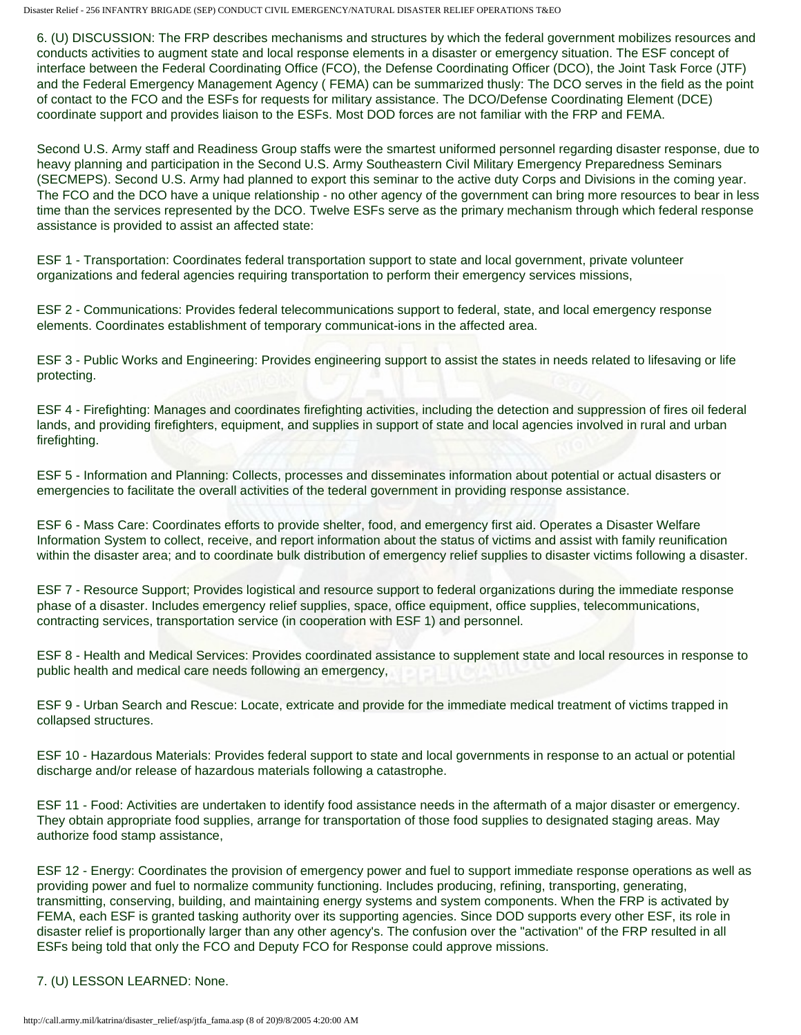6. (U) DISCUSSION: The FRP describes mechanisms and structures by which the federal government mobilizes resources and conducts activities to augment state and local response elements in a disaster or emergency situation. The ESF concept of interface between the Federal Coordinating Office (FCO), the Defense Coordinating Officer (DCO), the Joint Task Force (JTF) and the Federal Emergency Management Agency ( FEMA) can be summarized thusly: The DCO serves in the field as the point of contact to the FCO and the ESFs for requests for military assistance. The DCO/Defense Coordinating Element (DCE) coordinate support and provides liaison to the ESFs. Most DOD forces are not familiar with the FRP and FEMA.

Second U.S. Army staff and Readiness Group staffs were the smartest uniformed personnel regarding disaster response, due to heavy planning and participation in the Second U.S. Army Southeastern Civil Military Emergency Preparedness Seminars (SECMEPS). Second U.S. Army had planned to export this seminar to the active duty Corps and Divisions in the coming year. The FCO and the DCO have a unique relationship - no other agency of the government can bring more resources to bear in less time than the services represented by the DCO. Twelve ESFs serve as the primary mechanism through which federal response assistance is provided to assist an affected state:

ESF 1 - Transportation: Coordinates federal transportation support to state and local government, private volunteer organizations and federal agencies requiring transportation to perform their emergency services missions,

ESF 2 - Communications: Provides federal telecommunications support to federal, state, and local emergency response elements. Coordinates establishment of temporary communicat-ions in the affected area.

ESF 3 - Public Works and Engineering: Provides engineering support to assist the states in needs related to lifesaving or life protecting.

ESF 4 - Firefighting: Manages and coordinates firefighting activities, including the detection and suppression of fires oil federal lands, and providing firefighters, equipment, and supplies in support of state and local agencies involved in rural and urban firefighting.

ESF 5 - Information and Planning: Collects, processes and disseminates information about potential or actual disasters or emergencies to facilitate the overall activities of the tederal government in providing response assistance.

ESF 6 - Mass Care: Coordinates efforts to provide shelter, food, and emergency first aid. Operates a Disaster Welfare Information System to collect, receive, and report information about the status of victims and assist with family reunification within the disaster area; and to coordinate bulk distribution of emergency relief supplies to disaster victims following a disaster.

ESF 7 - Resource Support; Provides logistical and resource support to federal organizations during the immediate response phase of a disaster. Includes emergency relief supplies, space, office equipment, office supplies, telecommunications, contracting services, transportation service (in cooperation with ESF 1) and personnel.

ESF 8 - Health and Medical Services: Provides coordinated assistance to supplement state and local resources in response to public health and medical care needs following an emergency,

ESF 9 - Urban Search and Rescue: Locate, extricate and provide for the immediate medical treatment of victims trapped in collapsed structures.

ESF 10 - Hazardous Materials: Provides federal support to state and local governments in response to an actual or potential discharge and/or release of hazardous materials following a catastrophe.

ESF 11 - Food: Activities are undertaken to identify food assistance needs in the aftermath of a major disaster or emergency. They obtain appropriate food supplies, arrange for transportation of those food supplies to designated staging areas. May authorize food stamp assistance,

ESF 12 - Energy: Coordinates the provision of emergency power and fuel to support immediate response operations as well as providing power and fuel to normalize community functioning. Includes producing, refining, transporting, generating, transmitting, conserving, building, and maintaining energy systems and system components. When the FRP is activated by FEMA, each ESF is granted tasking authority over its supporting agencies. Since DOD supports every other ESF, its role in disaster relief is proportionally larger than any other agency's. The confusion over the "activation" of the FRP resulted in all ESFs being told that only the FCO and Deputy FCO for Response could approve missions.

7. (U) LESSON LEARNED: None.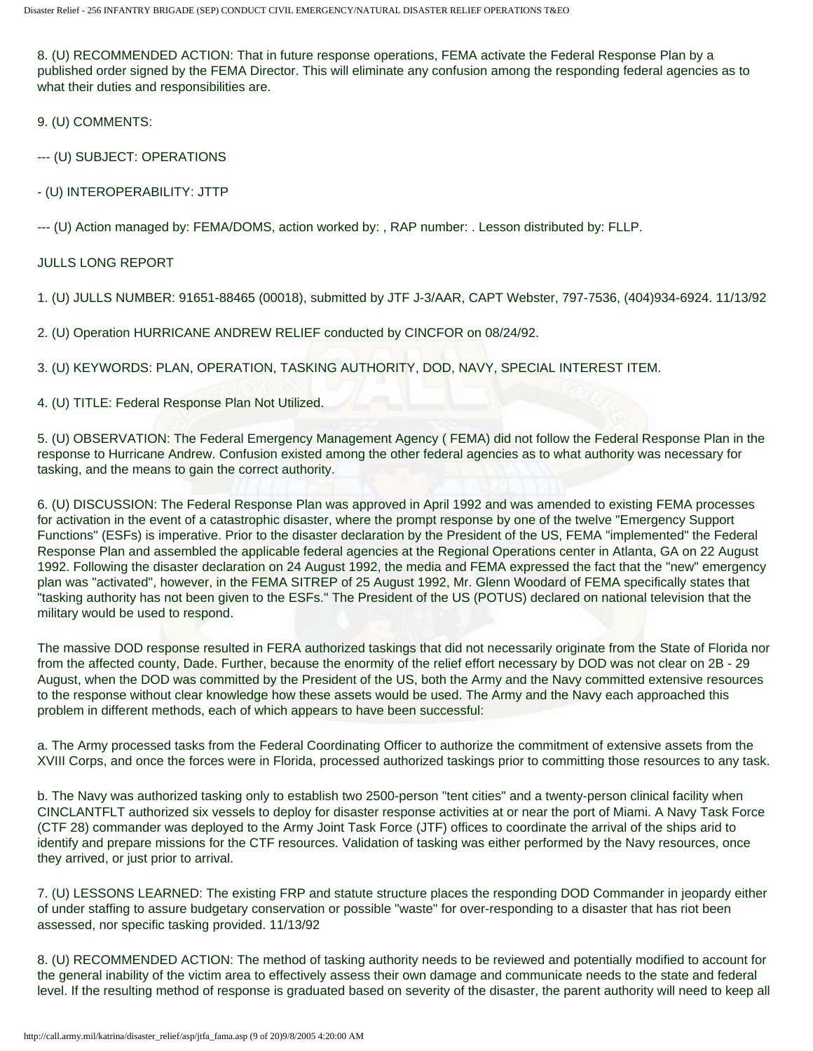8. (U) RECOMMENDED ACTION: That in future response operations, FEMA activate the Federal Response Plan by a published order signed by the FEMA Director. This will eliminate any confusion among the responding federal agencies as to what their duties and responsibilities are.

9. (U) COMMENTS:

--- (U) SUBJECT: OPERATIONS

- (U) INTEROPERABILITY: JTTP

--- (U) Action managed by: FEMA/DOMS, action worked by: , RAP number: . Lesson distributed by: FLLP.

JULLS LONG REPORT

1. (U) JULLS NUMBER: 91651-88465 (00018), submitted by JTF J-3/AAR, CAPT Webster, 797-7536, (404)934-6924. 11/13/92

2. (U) Operation HURRICANE ANDREW RELIEF conducted by CINCFOR on 08/24/92.

3. (U) KEYWORDS: PLAN, OPERATION, TASKING AUTHORITY, DOD, NAVY, SPECIAL INTEREST ITEM.

4. (U) TITLE: Federal Response Plan Not Utilized.

5. (U) OBSERVATION: The Federal Emergency Management Agency ( FEMA) did not follow the Federal Response Plan in the response to Hurricane Andrew. Confusion existed among the other federal agencies as to what authority was necessary for tasking, and the means to gain the correct authority.

6. (U) DISCUSSION: The Federal Response Plan was approved in April 1992 and was amended to existing FEMA processes for activation in the event of a catastrophic disaster, where the prompt response by one of the twelve "Emergency Support Functions" (ESFs) is imperative. Prior to the disaster declaration by the President of the US, FEMA "implemented" the Federal Response Plan and assembled the applicable federal agencies at the Regional Operations center in Atlanta, GA on 22 August 1992. Following the disaster declaration on 24 August 1992, the media and FEMA expressed the fact that the "new" emergency plan was "activated", however, in the FEMA SITREP of 25 August 1992, Mr. Glenn Woodard of FEMA specifically states that "tasking authority has not been given to the ESFs." The President of the US (POTUS) declared on national television that the military would be used to respond.

The massive DOD response resulted in FERA authorized taskings that did not necessarily originate from the State of Florida nor from the affected county, Dade. Further, because the enormity of the relief effort necessary by DOD was not clear on 2B - 29 August, when the DOD was committed by the President of the US, both the Army and the Navy committed extensive resources to the response without clear knowledge how these assets would be used. The Army and the Navy each approached this problem in different methods, each of which appears to have been successful:

a. The Army processed tasks from the Federal Coordinating Officer to authorize the commitment of extensive assets from the XVIII Corps, and once the forces were in Florida, processed authorized taskings prior to committing those resources to any task.

b. The Navy was authorized tasking only to establish two 2500-person "tent cities" and a twenty-person clinical facility when CINCLANTFLT authorized six vessels to deploy for disaster response activities at or near the port of Miami. A Navy Task Force (CTF 28) commander was deployed to the Army Joint Task Force (JTF) offices to coordinate the arrival of the ships arid to identify and prepare missions for the CTF resources. Validation of tasking was either performed by the Navy resources, once they arrived, or just prior to arrival.

7. (U) LESSONS LEARNED: The existing FRP and statute structure places the responding DOD Commander in jeopardy either of under staffing to assure budgetary conservation or possible "waste" for over-responding to a disaster that has riot been assessed, nor specific tasking provided. 11/13/92

8. (U) RECOMMENDED ACTION: The method of tasking authority needs to be reviewed and potentially modified to account for the general inability of the victim area to effectively assess their own damage and communicate needs to the state and federal level. If the resulting method of response is graduated based on severity of the disaster, the parent authority will need to keep all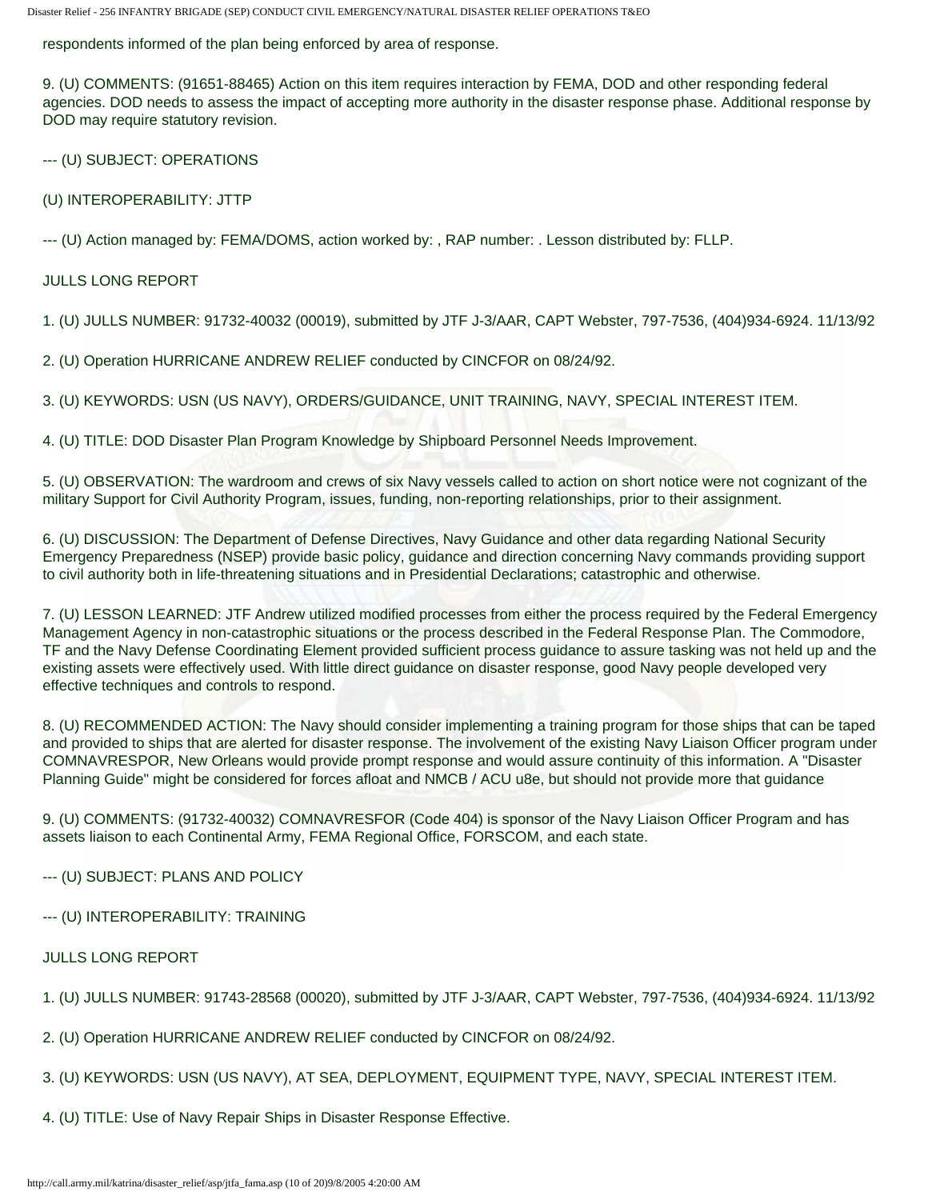respondents informed of the plan being enforced by area of response.

9. (U) COMMENTS: (91651-88465) Action on this item requires interaction by FEMA, DOD and other responding federal agencies. DOD needs to assess the impact of accepting more authority in the disaster response phase. Additional response by DOD may require statutory revision.

--- (U) SUBJECT: OPERATIONS

(U) INTEROPERABILITY: JTTP

--- (U) Action managed by: FEMA/DOMS, action worked by: , RAP number: . Lesson distributed by: FLLP.

JULLS LONG REPORT

1. (U) JULLS NUMBER: 91732-40032 (00019), submitted by JTF J-3/AAR, CAPT Webster, 797-7536, (404)934-6924. 11/13/92

2. (U) Operation HURRICANE ANDREW RELIEF conducted by CINCFOR on 08/24/92.

3. (U) KEYWORDS: USN (US NAVY), ORDERS/GUIDANCE, UNIT TRAINING, NAVY, SPECIAL INTEREST ITEM.

4. (U) TITLE: DOD Disaster Plan Program Knowledge by Shipboard Personnel Needs Improvement.

5. (U) OBSERVATION: The wardroom and crews of six Navy vessels called to action on short notice were not cognizant of the military Support for Civil Authority Program, issues, funding, non-reporting relationships, prior to their assignment.

6. (U) DISCUSSION: The Department of Defense Directives, Navy Guidance and other data regarding National Security Emergency Preparedness (NSEP) provide basic policy, guidance and direction concerning Navy commands providing support to civil authority both in life-threatening situations and in Presidential Declarations; catastrophic and otherwise.

7. (U) LESSON LEARNED: JTF Andrew utilized modified processes from either the process required by the Federal Emergency Management Agency in non-catastrophic situations or the process described in the Federal Response Plan. The Commodore, TF and the Navy Defense Coordinating Element provided sufficient process guidance to assure tasking was not held up and the existing assets were effectively used. With little direct guidance on disaster response, good Navy people developed very effective techniques and controls to respond.

8. (U) RECOMMENDED ACTION: The Navy should consider implementing a training program for those ships that can be taped and provided to ships that are alerted for disaster response. The involvement of the existing Navy Liaison Officer program under COMNAVRESPOR, New Orleans would provide prompt response and would assure continuity of this information. A "Disaster Planning Guide" might be considered for forces afloat and NMCB / ACU u8e, but should not provide more that guidance

9. (U) COMMENTS: (91732-40032) COMNAVRESFOR (Code 404) is sponsor of the Navy Liaison Officer Program and has assets liaison to each Continental Army, FEMA Regional Office, FORSCOM, and each state.

--- (U) SUBJECT: PLANS AND POLICY

--- (U) INTEROPERABILITY: TRAINING

JULLS LONG REPORT

1. (U) JULLS NUMBER: 91743-28568 (00020), submitted by JTF J-3/AAR, CAPT Webster, 797-7536, (404)934-6924. 11/13/92

2. (U) Operation HURRICANE ANDREW RELIEF conducted by CINCFOR on 08/24/92.

3. (U) KEYWORDS: USN (US NAVY), AT SEA, DEPLOYMENT, EQUIPMENT TYPE, NAVY, SPECIAL INTEREST ITEM.

4. (U) TITLE: Use of Navy Repair Ships in Disaster Response Effective.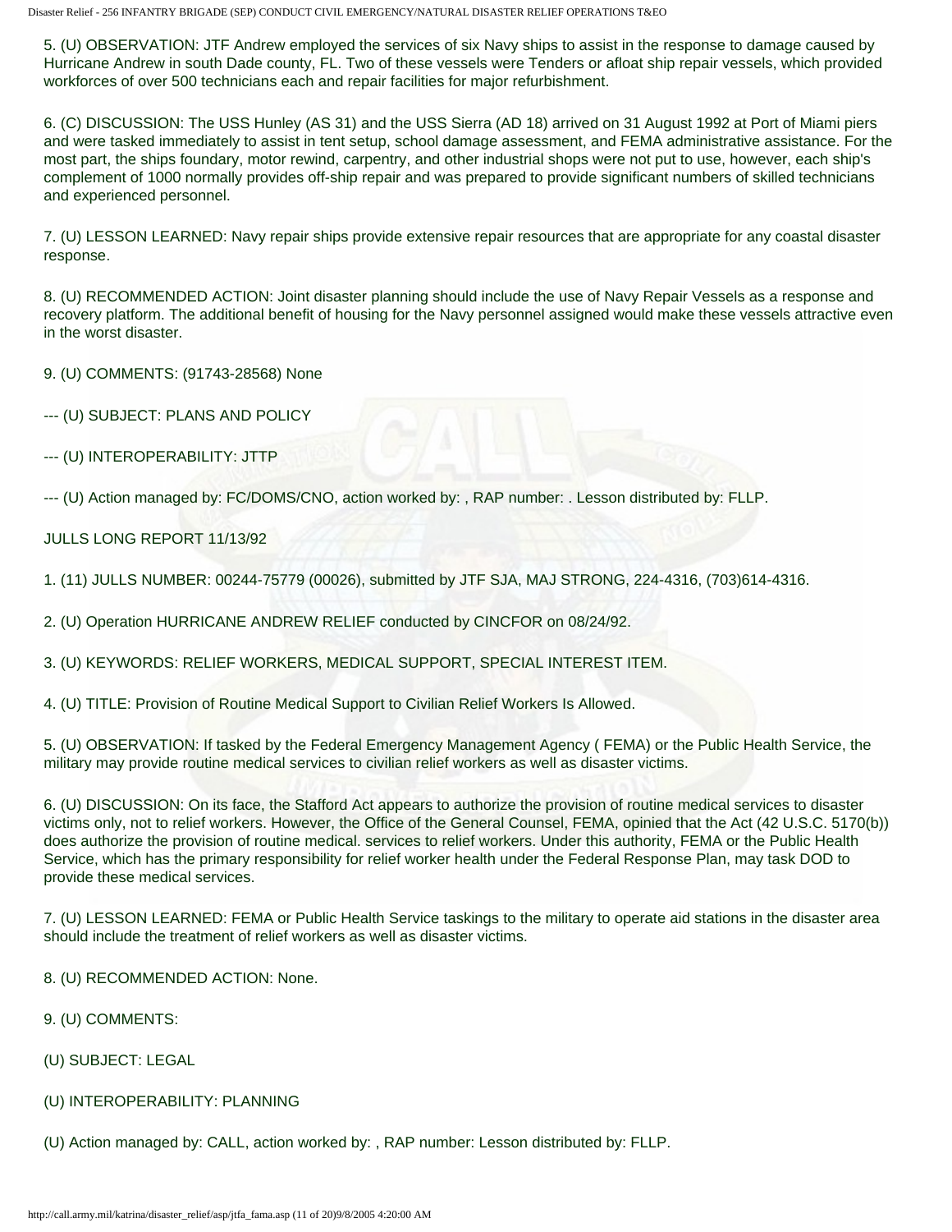5. (U) OBSERVATION: JTF Andrew employed the services of six Navy ships to assist in the response to damage caused by Hurricane Andrew in south Dade county, FL. Two of these vessels were Tenders or afloat ship repair vessels, which provided workforces of over 500 technicians each and repair facilities for major refurbishment.

6. (C) DISCUSSION: The USS Hunley (AS 31) and the USS Sierra (AD 18) arrived on 31 August 1992 at Port of Miami piers and were tasked immediately to assist in tent setup, school damage assessment, and FEMA administrative assistance. For the most part, the ships foundary, motor rewind, carpentry, and other industrial shops were not put to use, however, each ship's complement of 1000 normally provides off-ship repair and was prepared to provide significant numbers of skilled technicians and experienced personnel.

7. (U) LESSON LEARNED: Navy repair ships provide extensive repair resources that are appropriate for any coastal disaster response.

8. (U) RECOMMENDED ACTION: Joint disaster planning should include the use of Navy Repair Vessels as a response and recovery platform. The additional benefit of housing for the Navy personnel assigned would make these vessels attractive even in the worst disaster.

9. (U) COMMENTS: (91743-28568) None

--- (U) SUBJECT: PLANS AND POLICY

--- (U) INTEROPERABILITY: JTTP

--- (U) Action managed by: FC/DOMS/CNO, action worked by: , RAP number: . Lesson distributed by: FLLP.

JULLS LONG REPORT 11/13/92

1. (11) JULLS NUMBER: 00244-75779 (00026), submitted by JTF SJA, MAJ STRONG, 224-4316, (703)614-4316.

2. (U) Operation HURRICANE ANDREW RELIEF conducted by CINCFOR on 08/24/92.

3. (U) KEYWORDS: RELIEF WORKERS, MEDICAL SUPPORT, SPECIAL INTEREST ITEM.

4. (U) TITLE: Provision of Routine Medical Support to Civilian Relief Workers Is Allowed.

5. (U) OBSERVATION: If tasked by the Federal Emergency Management Agency ( FEMA) or the Public Health Service, the military may provide routine medical services to civilian relief workers as well as disaster victims.

6. (U) DISCUSSION: On its face, the Stafford Act appears to authorize the provision of routine medical services to disaster victims only, not to relief workers. However, the Office of the General Counsel, FEMA, opinied that the Act (42 U.S.C. 5170(b)) does authorize the provision of routine medical. services to relief workers. Under this authority, FEMA or the Public Health Service, which has the primary responsibility for relief worker health under the Federal Response Plan, may task DOD to provide these medical services.

7. (U) LESSON LEARNED: FEMA or Public Health Service taskings to the military to operate aid stations in the disaster area should include the treatment of relief workers as well as disaster victims.

8. (U) RECOMMENDED ACTION: None.

9. (U) COMMENTS:

(U) SUBJECT: LEGAL

(U) INTEROPERABILITY: PLANNING

(U) Action managed by: CALL, action worked by: , RAP number: Lesson distributed by: FLLP.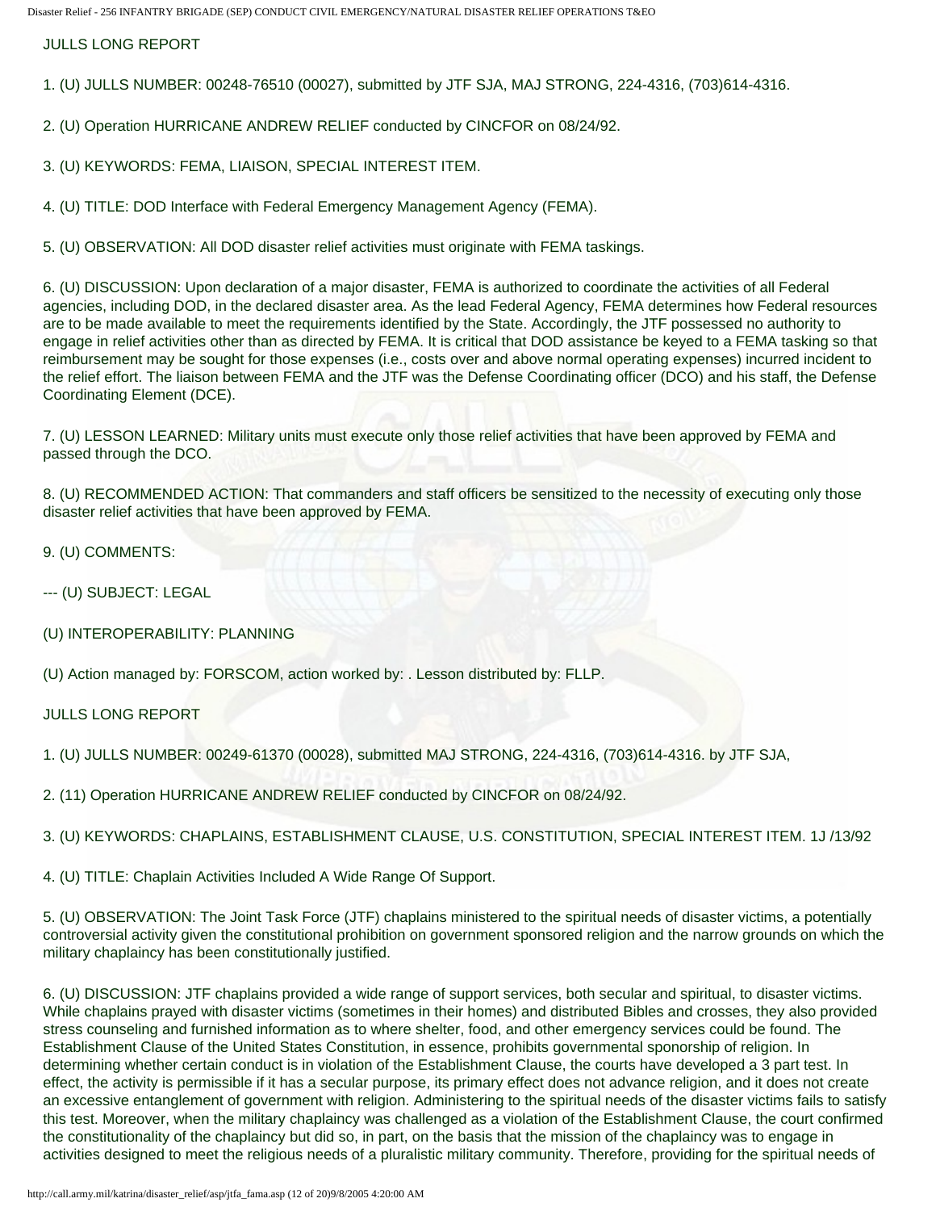JULLS LONG REPORT

1. (U) JULLS NUMBER: 00248-76510 (00027), submitted by JTF SJA, MAJ STRONG, 224-4316, (703)614-4316.

2. (U) Operation HURRICANE ANDREW RELIEF conducted by CINCFOR on 08/24/92.

3. (U) KEYWORDS: FEMA, LIAISON, SPECIAL INTEREST ITEM.

4. (U) TITLE: DOD Interface with Federal Emergency Management Agency (FEMA).

5. (U) OBSERVATION: All DOD disaster relief activities must originate with FEMA taskings.

6. (U) DISCUSSION: Upon declaration of a major disaster, FEMA is authorized to coordinate the activities of all Federal agencies, including DOD, in the declared disaster area. As the lead Federal Agency, FEMA determines how Federal resources are to be made available to meet the requirements identified by the State. Accordingly, the JTF possessed no authority to engage in relief activities other than as directed by FEMA. It is critical that DOD assistance be keyed to a FEMA tasking so that reimbursement may be sought for those expenses (i.e., costs over and above normal operating expenses) incurred incident to the relief effort. The liaison between FEMA and the JTF was the Defense Coordinating officer (DCO) and his staff, the Defense Coordinating Element (DCE).

7. (U) LESSON LEARNED: Military units must execute only those relief activities that have been approved by FEMA and passed through the DCO.

8. (U) RECOMMENDED ACTION: That commanders and staff officers be sensitized to the necessity of executing only those disaster relief activities that have been approved by FEMA.

9. (U) COMMENTS:

--- (U) SUBJECT: LEGAL

(U) INTEROPERABILITY: PLANNING

(U) Action managed by: FORSCOM, action worked by: . Lesson distributed by: FLLP.

JULLS LONG REPORT

1. (U) JULLS NUMBER: 00249-61370 (00028), submitted MAJ STRONG, 224-4316, (703)614-4316. by JTF SJA,

2. (11) Operation HURRICANE ANDREW RELIEF conducted by CINCFOR on 08/24/92.

3. (U) KEYWORDS: CHAPLAINS, ESTABLISHMENT CLAUSE, U.S. CONSTITUTION, SPECIAL INTEREST ITEM. 1J /13/92

4. (U) TITLE: Chaplain Activities Included A Wide Range Of Support.

5. (U) OBSERVATION: The Joint Task Force (JTF) chaplains ministered to the spiritual needs of disaster victims, a potentially controversial activity given the constitutional prohibition on government sponsored religion and the narrow grounds on which the military chaplaincy has been constitutionally justified.

6. (U) DISCUSSION: JTF chaplains provided a wide range of support services, both secular and spiritual, to disaster victims. While chaplains prayed with disaster victims (sometimes in their homes) and distributed Bibles and crosses, they also provided stress counseling and furnished information as to where shelter, food, and other emergency services could be found. The Establishment Clause of the United States Constitution, in essence, prohibits governmental sponsorship of religion. In determining whether certain conduct is in violation of the Establishment Clause, the courts have developed a 3 part test. In effect, the activity is permissible if it has a secular purpose, its primary effect does not advance religion, and it does not create an excessive entanglement of government with religion. Administering to the spiritual needs of the disaster victims fails to satisfy this test. Moreover, when the military chaplaincy was challenged as a violation of the Establishment Clause, the court confirmed the constitutionality of the chaplaincy but did so, in part, on the basis that the mission of the chaplaincy was to engage in activities designed to meet the religious needs of a pluralistic military community. Therefore, providing for the spiritual needs of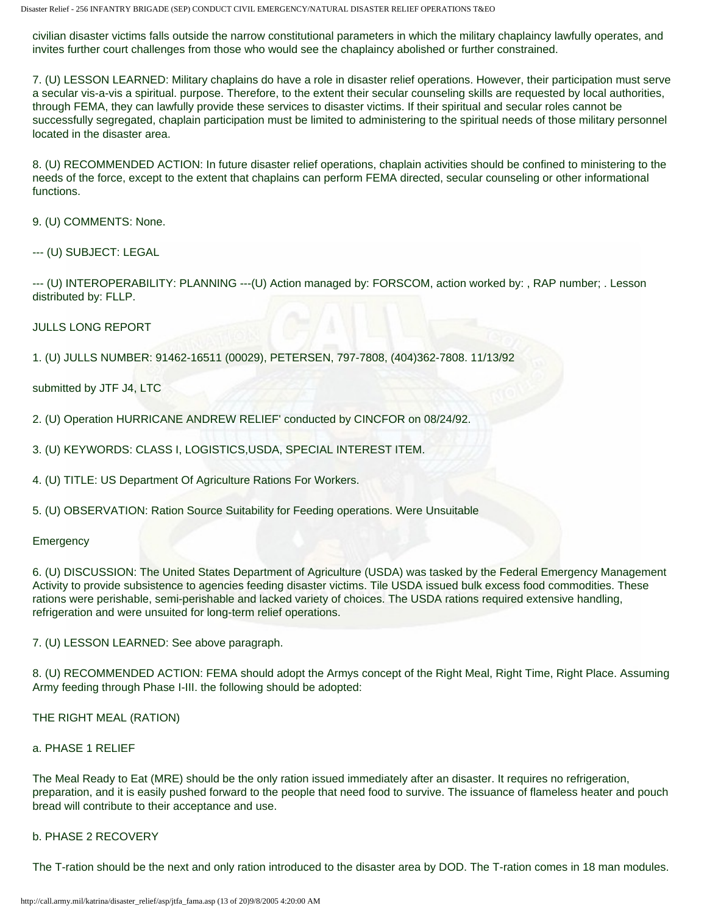civilian disaster victims falls outside the narrow constitutional parameters in which the military chaplaincy lawfully operates, and invites further court challenges from those who would see the chaplaincy abolished or further constrained.

7. (U) LESSON LEARNED: Military chaplains do have a role in disaster relief operations. However, their participation must serve a secular vis-a-vis a spiritual. purpose. Therefore, to the extent their secular counseling skills are requested by local authorities, through FEMA, they can lawfully provide these services to disaster victims. If their spiritual and secular roles cannot be successfully segregated, chaplain participation must be limited to administering to the spiritual needs of those military personnel located in the disaster area.

8. (U) RECOMMENDED ACTION: In future disaster relief operations, chaplain activities should be confined to ministering to the needs of the force, except to the extent that chaplains can perform FEMA directed, secular counseling or other informational functions.

9. (U) COMMENTS: None.

--- (U) SUBJECT: LEGAL

--- (U) INTEROPERABILITY: PLANNING ---(U) Action managed by: FORSCOM, action worked by: , RAP number; . Lesson distributed by: FLLP.

JULLS LONG REPORT

1. (U) JULLS NUMBER: 91462-16511 (00029), PETERSEN, 797-7808, (404)362-7808. 11/13/92

submitted by JTF J4, LTC

2. (U) Operation HURRICANE ANDREW RELIEF' conducted by CINCFOR on 08/24/92.

3. (U) KEYWORDS: CLASS I, LOGISTICS,USDA, SPECIAL INTEREST ITEM.

4. (U) TITLE: US Department Of Agriculture Rations For Workers.

5. (U) OBSERVATION: Ration Source Suitability for Feeding operations. Were Unsuitable

Emergency

6. (U) DISCUSSION: The United States Department of Agriculture (USDA) was tasked by the Federal Emergency Management Activity to provide subsistence to agencies feeding disaster victims. Tile USDA issued bulk excess food commodities. These rations were perishable, semi-perishable and lacked variety of choices. The USDA rations required extensive handling, refrigeration and were unsuited for long-term relief operations.

7. (U) LESSON LEARNED: See above paragraph.

8. (U) RECOMMENDED ACTION: FEMA should adopt the Armys concept of the Right Meal, Right Time, Right Place. Assuming Army feeding through Phase I-III. the following should be adopted:

THE RIGHT MEAL (RATION)

a. PHASE 1 RELIEF

The Meal Ready to Eat (MRE) should be the only ration issued immediately after an disaster. It requires no refrigeration, preparation, and it is easily pushed forward to the people that need food to survive. The issuance of flameless heater and pouch bread will contribute to their acceptance and use.

b. PHASE 2 RECOVERY

The T-ration should be the next and only ration introduced to the disaster area by DOD. The T-ration comes in 18 man modules.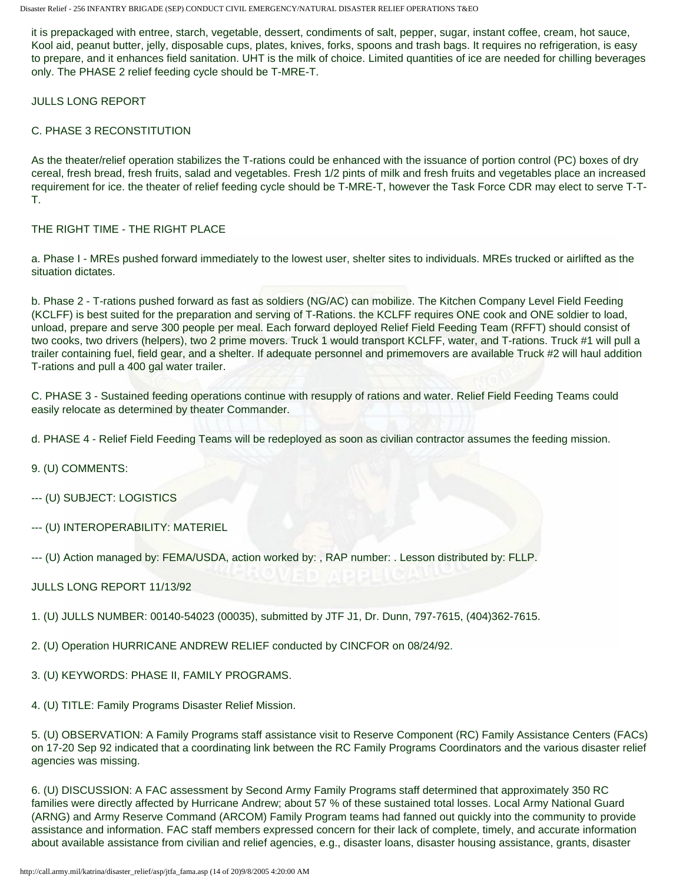it is prepackaged with entree, starch, vegetable, dessert, condiments of salt, pepper, sugar, instant coffee, cream, hot sauce, Kool aid, peanut butter, jelly, disposable cups, plates, knives, forks, spoons and trash bags. It requires no refrigeration, is easy to prepare, and it enhances field sanitation. UHT is the milk of choice. Limited quantities of ice are needed for chilling beverages only. The PHASE 2 relief feeding cycle should be T-MRE-T.

JULLS LONG REPORT

C. PHASE 3 RECONSTITUTION

As the theater/relief operation stabilizes the T-rations could be enhanced with the issuance of portion control (PC) boxes of dry cereal, fresh bread, fresh fruits, salad and vegetables. Fresh 1/2 pints of milk and fresh fruits and vegetables place an increased requirement for ice. the theater of relief feeding cycle should be T-MRE-T, however the Task Force CDR may elect to serve T-T-T.

THE RIGHT TIME - THE RIGHT PLACE

a. Phase I - MREs pushed forward immediately to the lowest user, shelter sites to individuals. MREs trucked or airlifted as the situation dictates.

b. Phase 2 - T-rations pushed forward as fast as soldiers (NG/AC) can mobilize. The Kitchen Company Level Field Feeding (KCLFF) is best suited for the preparation and serving of T-Rations. the KCLFF requires ONE cook and ONE soldier to load, unload, prepare and serve 300 people per meal. Each forward deployed Relief Field Feeding Team (RFFT) should consist of two cooks, two drivers (helpers), two 2 prime movers. Truck 1 would transport KCLFF, water, and T-rations. Truck #1 will pull a trailer containing fuel, field gear, and a shelter. If adequate personnel and primemovers are available Truck #2 will haul addition T-rations and pull a 400 gal water trailer.

C. PHASE 3 - Sustained feeding operations continue with resupply of rations and water. Relief Field Feeding Teams could easily relocate as determined by theater Commander.

d. PHASE 4 - Relief Field Feeding Teams will be redeployed as soon as civilian contractor assumes the feeding mission.

9. (U) COMMENTS:

--- (U) SUBJECT: LOGISTICS

--- (U) INTEROPERABILITY: MATERIEL

--- (U) Action managed by: FEMA/USDA, action worked by: , RAP number: . Lesson distributed by: FLLP.

JULLS LONG REPORT 11/13/92

1. (U) JULLS NUMBER: 00140-54023 (00035), submitted by JTF J1, Dr. Dunn, 797-7615, (404)362-7615.

2. (U) Operation HURRICANE ANDREW RELIEF conducted by CINCFOR on 08/24/92.

3. (U) KEYWORDS: PHASE II, FAMILY PROGRAMS.

4. (U) TITLE: Family Programs Disaster Relief Mission.

5. (U) OBSERVATION: A Family Programs staff assistance visit to Reserve Component (RC) Family Assistance Centers (FACs) on 17-20 Sep 92 indicated that a coordinating link between the RC Family Programs Coordinators and the various disaster relief agencies was missing.

6. (U) DISCUSSION: A FAC assessment by Second Army Family Programs staff determined that approximately 350 RC families were directly affected by Hurricane Andrew; about 57 % of these sustained total losses. Local Army National Guard (ARNG) and Army Reserve Command (ARCOM) Family Program teams had fanned out quickly into the community to provide assistance and information. FAC staff members expressed concern for their lack of complete, timely, and accurate information about available assistance from civilian and relief agencies, e.g., disaster loans, disaster housing assistance, grants, disaster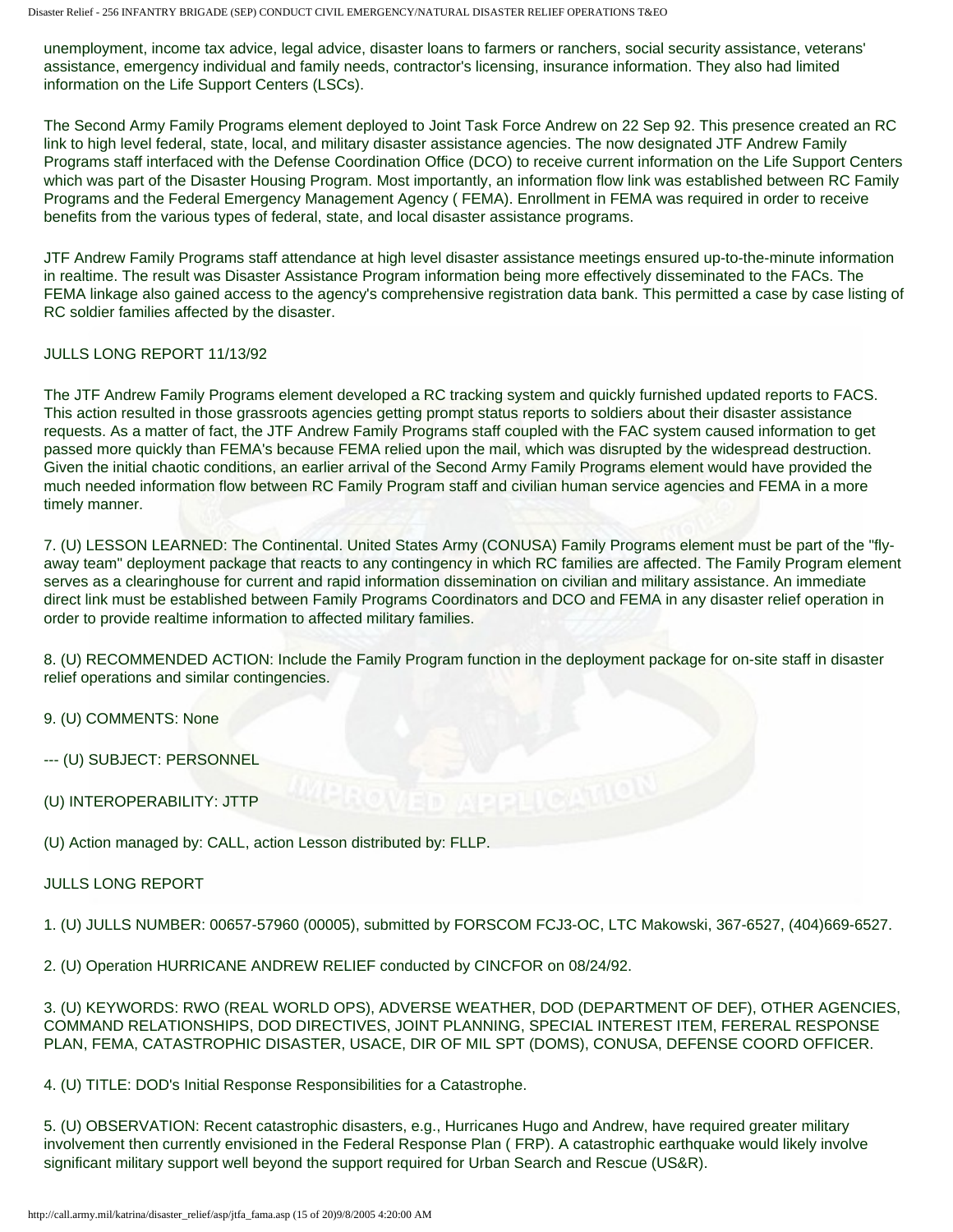unemployment, income tax advice, legal advice, disaster loans to farmers or ranchers, social security assistance, veterans' assistance, emergency individual and family needs, contractor's licensing, insurance information. They also had limited information on the Life Support Centers (LSCs).

The Second Army Family Programs element deployed to Joint Task Force Andrew on 22 Sep 92. This presence created an RC link to high level federal, state, local, and military disaster assistance agencies. The now designated JTF Andrew Family Programs staff interfaced with the Defense Coordination Office (DCO) to receive current information on the Life Support Centers which was part of the Disaster Housing Program. Most importantly, an information flow link was established between RC Family Programs and the Federal Emergency Management Agency ( FEMA). Enrollment in FEMA was required in order to receive benefits from the various types of federal, state, and local disaster assistance programs.

JTF Andrew Family Programs staff attendance at high level disaster assistance meetings ensured up-to-the-minute information in realtime. The result was Disaster Assistance Program information being more effectively disseminated to the FACs. The FEMA linkage also gained access to the agency's comprehensive registration data bank. This permitted a case by case listing of RC soldier families affected by the disaster.

JULLS LONG REPORT 11/13/92

The JTF Andrew Family Programs element developed a RC tracking system and quickly furnished updated reports to FACS. This action resulted in those grassroots agencies getting prompt status reports to soldiers about their disaster assistance requests. As a matter of fact, the JTF Andrew Family Programs staff coupled with the FAC system caused information to get passed more quickly than FEMA's because FEMA relied upon the mail, which was disrupted by the widespread destruction. Given the initial chaotic conditions, an earlier arrival of the Second Army Family Programs element would have provided the much needed information flow between RC Family Program staff and civilian human service agencies and FEMA in a more timely manner.

7. (U) LESSON LEARNED: The Continental. United States Army (CONUSA) Family Programs element must be part of the "fly-away team" deployment package that reacts to any contingency in which RC families are affected. The Family Program element serves as a clearinghouse for current and rapid information dissemination on civilian and military assistance. An immediate direct link must be established between Family Programs Coordinators and DCO and FEMA in any disaster relief operation in order to provide realtime information to affected military families.

8. (U) RECOMMENDED ACTION: Include the Family Program function in the deployment package for on-site staff in disaster relief operations and similar contingencies.

9. (U) COMMENTS: None

--- (U) SUBJECT: PERSONNEL

(U) INTEROPERABILITY: JTTP

(U) Action managed by: CALL, action Lesson distributed by: FLLP.

JULLS LONG REPORT

1. (U) JULLS NUMBER: 00657-57960 (00005), submitted by FORSCOM FCJ3-OC, LTC Makowski, 367-6527, (404)669-6527.

2. (U) Operation HURRICANE ANDREW RELIEF conducted by CINCFOR on 08/24/92.

3. (U) KEYWORDS: RWO (REAL WORLD OPS), ADVERSE WEATHER, DOD (DEPARTMENT OF DEF), OTHER AGENCIES, COMMAND RELATIONSHIPS, DOD DIRECTIVES, JOINT PLANNING, SPECIAL INTEREST ITEM, FERERAL RESPONSE PLAN, FEMA, CATASTROPHIC DISASTER, USACE, DIR OF MIL SPT (DOMS), CONUSA, DEFENSE COORD OFFICER.

4. (U) TITLE: DOD's Initial Response Responsibilities for a Catastrophe.

5. (U) OBSERVATION: Recent catastrophic disasters, e.g., Hurricanes Hugo and Andrew, have required greater military involvement then currently envisioned in the Federal Response Plan ( FRP). A catastrophic earthquake would likely involve significant military support well beyond the support required for Urban Search and Rescue (US&R).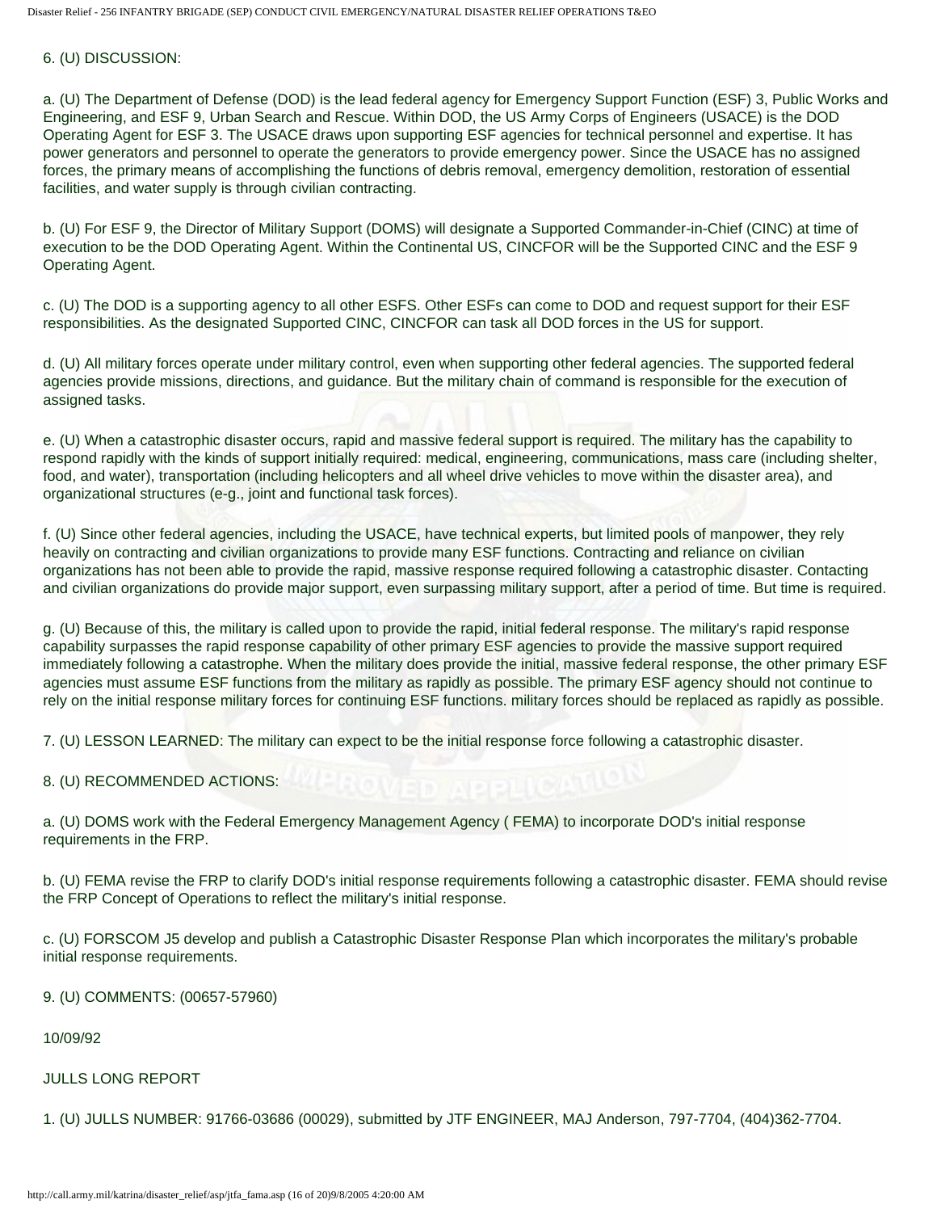6. (U) DISCUSSION:

a. (U) The Department of Defense (DOD) is the lead federal agency for Emergency Support Function (ESF) 3, Public Works and Engineering, and ESF 9, Urban Search and Rescue. Within DOD, the US Army Corps of Engineers (USACE) is the DOD Operating Agent for ESF 3. The USACE draws upon supporting ESF agencies for technical personnel and expertise. It has power generators and personnel to operate the generators to provide emergency power. Since the USACE has no assigned forces, the primary means of accomplishing the functions of debris removal, emergency demolition, restoration of essential facilities, and water supply is through civilian contracting.

b. (U) For ESF 9, the Director of Military Support (DOMS) will designate a Supported Commander-in-Chief (CINC) at time of execution to be the DOD Operating Agent. Within the Continental US, CINCFOR will be the Supported CINC and the ESF 9 Operating Agent.

c. (U) The DOD is a supporting agency to all other ESFS. Other ESFs can come to DOD and request support for their ESF responsibilities. As the designated Supported CINC, CINCFOR can task all DOD forces in the US for support.

d. (U) All military forces operate under military control, even when supporting other federal agencies. The supported federal agencies provide missions, directions, and guidance. But the military chain of command is responsible for the execution of assigned tasks.

e. (U) When a catastrophic disaster occurs, rapid and massive federal support is required. The military has the capability to respond rapidly with the kinds of support initially required: medical, engineering, communications, mass care (including shelter, food, and water), transportation (including helicopters and all wheel drive vehicles to move within the disaster area), and organizational structures (e-g., joint and functional task forces).

f. (U) Since other federal agencies, including the USACE, have technical experts, but limited pools of manpower, they rely heavily on contracting and civilian organizations to provide many ESF functions. Contracting and reliance on civilian organizations has not been able to provide the rapid, massive response required following a catastrophic disaster. Contacting and civilian organizations do provide major support, even surpassing military support, after a period of time. But time is required.

g. (U) Because of this, the military is called upon to provide the rapid, initial federal response. The military's rapid response capability surpasses the rapid response capability of other primary ESF agencies to provide the massive support required immediately following a catastrophe. When the military does provide the initial, massive federal response, the other primary ESF agencies must assume ESF functions from the military as rapidly as possible. The primary ESF agency should not continue to rely on the initial response military forces for continuing ESF functions. military forces should be replaced as rapidly as possible.

7. (U) LESSON LEARNED: The military can expect to be the initial response force following a catastrophic disaster.

8. (U) RECOMMENDED ACTIONS:

a. (U) DOMS work with the Federal Emergency Management Agency ( FEMA) to incorporate DOD's initial response requirements in the FRP.

b. (U) FEMA revise the FRP to clarify DOD's initial response requirements following a catastrophic disaster. FEMA should revise the FRP Concept of Operations to reflect the military's initial response.

c. (U) FORSCOM J5 develop and publish a Catastrophic Disaster Response Plan which incorporates the military's probable initial response requirements.

9. (U) COMMENTS: (00657-57960)

10/09/92

JULLS LONG REPORT

1. (U) JULLS NUMBER: 91766-03686 (00029), submitted by JTF ENGINEER, MAJ Anderson, 797-7704, (404)362-7704.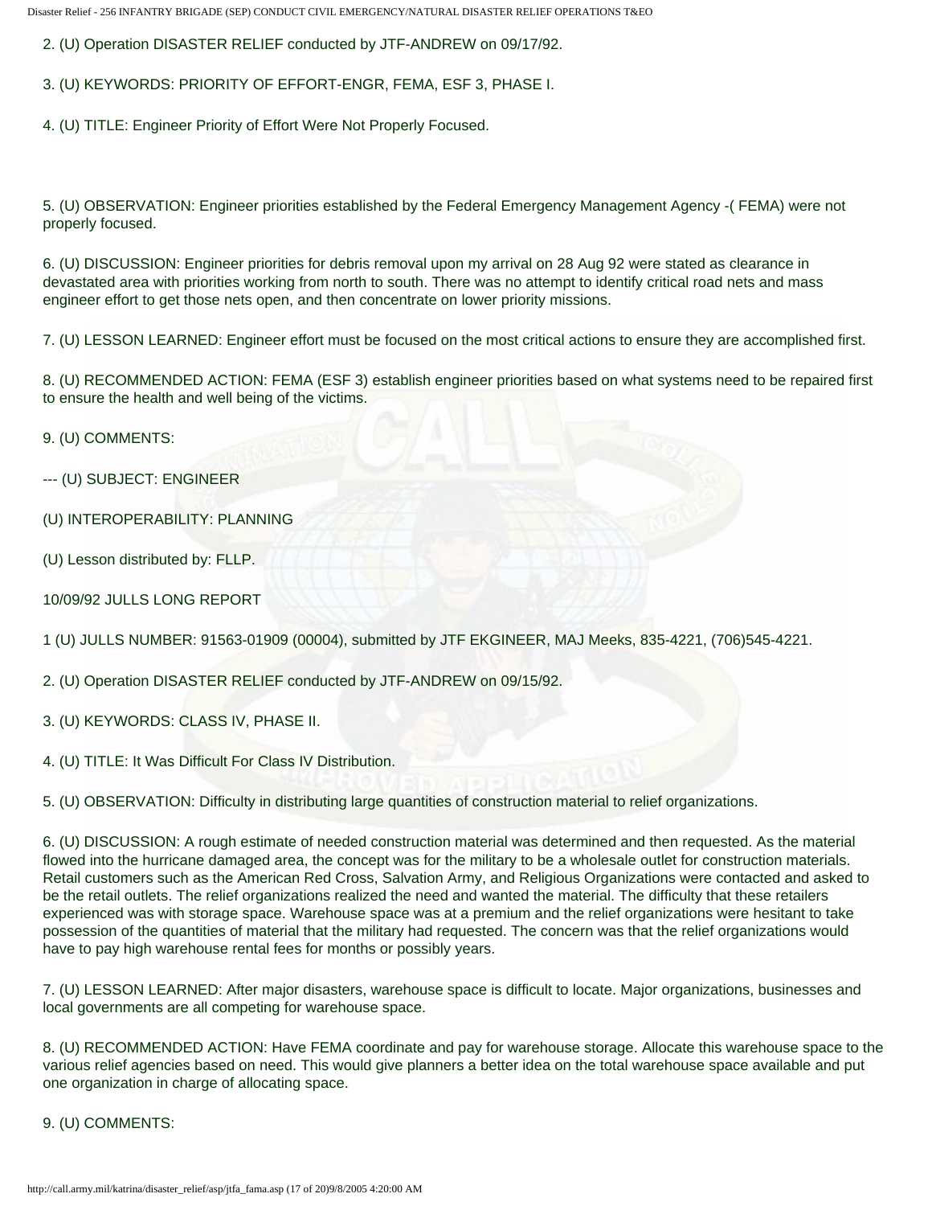2. (U) Operation DISASTER RELIEF conducted by JTF-ANDREW on 09/17/92.

3. (U) KEYWORDS: PRIORITY OF EFFORT-ENGR, FEMA, ESF 3, PHASE I.

4. (U) TITLE: Engineer Priority of Effort Were Not Properly Focused.

5. (U) OBSERVATION: Engineer priorities established by the Federal Emergency Management Agency -( FEMA) were not properly focused.

6. (U) DISCUSSION: Engineer priorities for debris removal upon my arrival on 28 Aug 92 were stated as clearance in devastated area with priorities working from north to south. There was no attempt to identify critical road nets and mass engineer effort to get those nets open, and then concentrate on lower priority missions.

7. (U) LESSON LEARNED: Engineer effort must be focused on the most critical actions to ensure they are accomplished first.

8. (U) RECOMMENDED ACTION: FEMA (ESF 3) establish engineer priorities based on what systems need to be repaired first to ensure the health and well being of the victims.

9. (U) COMMENTS:

--- (U) SUBJECT: ENGINEER

(U) INTEROPERABILITY: PLANNING

(U) Lesson distributed by: FLLP.

10/09/92 JULLS LONG REPORT

1 (U) JULLS NUMBER: 91563-01909 (00004), submitted by JTF EKGINEER, MAJ Meeks, 835-4221, (706)545-4221.

2. (U) Operation DISASTER RELIEF conducted by JTF-ANDREW on 09/15/92.

3. (U) KEYWORDS: CLASS IV, PHASE II.

4. (U) TITLE: It Was Difficult For Class IV Distribution.

5. (U) OBSERVATION: Difficulty in distributing large quantities of construction material to relief organizations.

6. (U) DISCUSSION: A rough estimate of needed construction material was determined and then requested. As the material flowed into the hurricane damaged area, the concept was for the military to be a wholesale outlet for construction materials. Retail customers such as the American Red Cross, Salvation Army, and Religious Organizations were contacted and asked to be the retail outlets. The relief organizations realized the need and wanted the material. The difficulty that these retailers experienced was with storage space. Warehouse space was at a premium and the relief organizations were hesitant to take possession of the quantities of material that the military had requested. The concern was that the relief organizations would have to pay high warehouse rental fees for months or possibly years.

7. (U) LESSON LEARNED: After major disasters, warehouse space is difficult to locate. Major organizations, businesses and local governments are all competing for warehouse space.

8. (U) RECOMMENDED ACTION: Have FEMA coordinate and pay for warehouse storage. Allocate this warehouse space to the various relief agencies based on need. This would give planners a better idea on the total warehouse space available and put one organization in charge of allocating space.

9. (U) COMMENTS: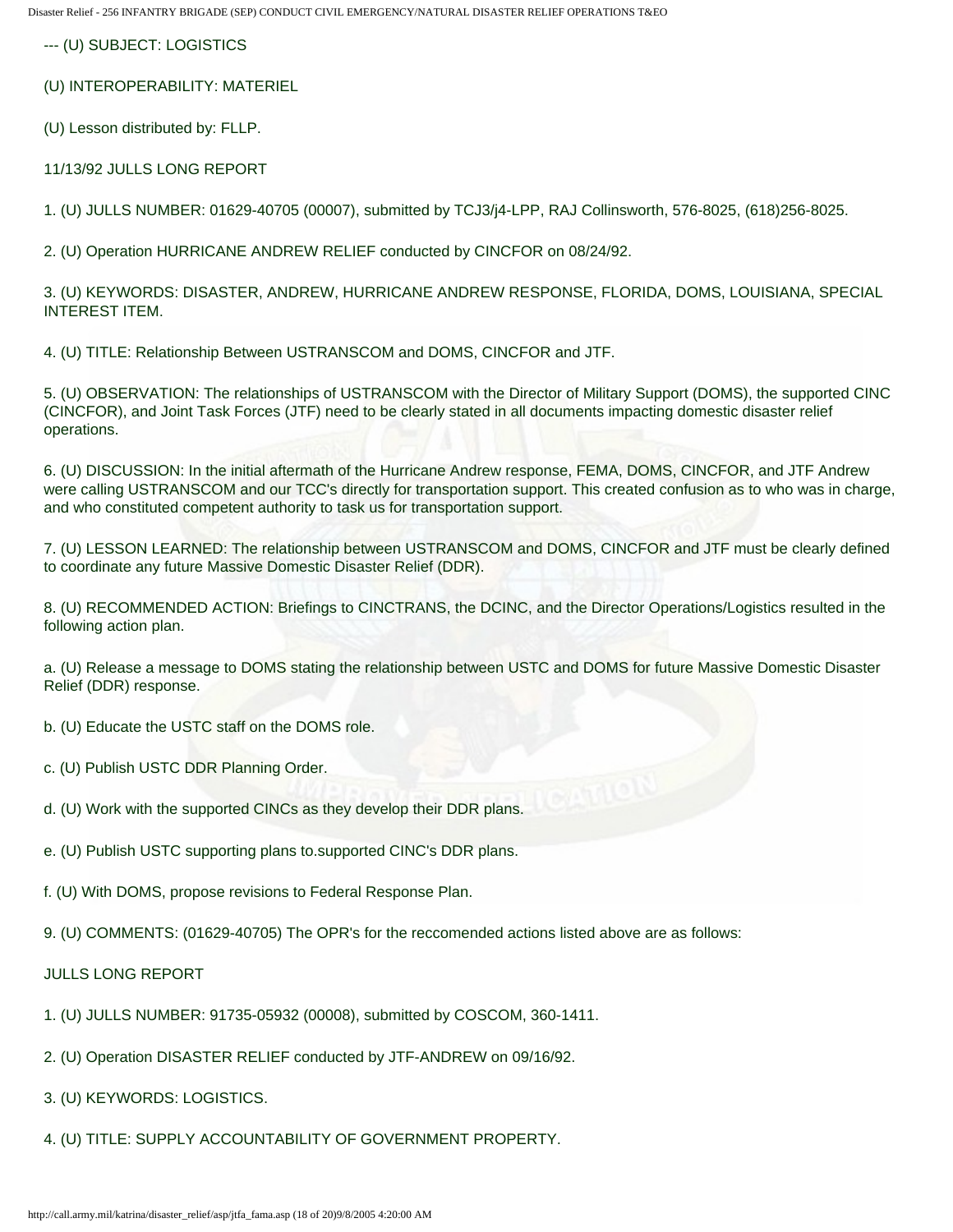--- (U) SUBJECT: LOGISTICS

(U) INTEROPERABILITY: MATERIEL

(U) Lesson distributed by: FLLP.

11/13/92 JULLS LONG REPORT

1. (U) JULLS NUMBER: 01629-40705 (00007), submitted by TCJ3/j4-LPP, RAJ Collinsworth, 576-8025, (618)256-8025.

2. (U) Operation HURRICANE ANDREW RELIEF conducted by CINCFOR on 08/24/92.

3. (U) KEYWORDS: DISASTER, ANDREW, HURRICANE ANDREW RESPONSE, FLORIDA, DOMS, LOUISIANA, SPECIAL INTEREST ITEM.

4. (U) TITLE: Relationship Between USTRANSCOM and DOMS, CINCFOR and JTF.

5. (U) OBSERVATION: The relationships of USTRANSCOM with the Director of Military Support (DOMS), the supported CINC (CINCFOR), and Joint Task Forces (JTF) need to be clearly stated in all documents impacting domestic disaster relief operations.

6. (U) DISCUSSION: In the initial aftermath of the Hurricane Andrew response, FEMA, DOMS, CINCFOR, and JTF Andrew were calling USTRANSCOM and our TCC's directly for transportation support. This created confusion as to who was in charge, and who constituted competent authority to task us for transportation support.

7. (U) LESSON LEARNED: The relationship between USTRANSCOM and DOMS, CINCFOR and JTF must be clearly defined to coordinate any future Massive Domestic Disaster Relief (DDR).

8. (U) RECOMMENDED ACTION: Briefings to CINCTRANS, the DCINC, and the Director Operations/Logistics resulted in the following action plan.

a. (U) Release a message to DOMS stating the relationship between USTC and DOMS for future Massive Domestic Disaster Relief (DDR) response.

b. (U) Educate the USTC staff on the DOMS role.

c. (U) Publish USTC DDR Planning Order.

d. (U) Work with the supported CINCs as they develop their DDR plans.

e. (U) Publish USTC supporting plans to.supported CINC's DDR plans.

f. (U) With DOMS, propose revisions to Federal Response Plan.

9. (U) COMMENTS: (01629-40705) The OPR's for the reccomended actions listed above are as follows:

JULLS LONG REPORT

1. (U) JULLS NUMBER: 91735-05932 (00008), submitted by COSCOM, 360-1411.

2. (U) Operation DISASTER RELIEF conducted by JTF-ANDREW on 09/16/92.

3. (U) KEYWORDS: LOGISTICS.

4. (U) TITLE: SUPPLY ACCOUNTABILITY OF GOVERNMENT PROPERTY.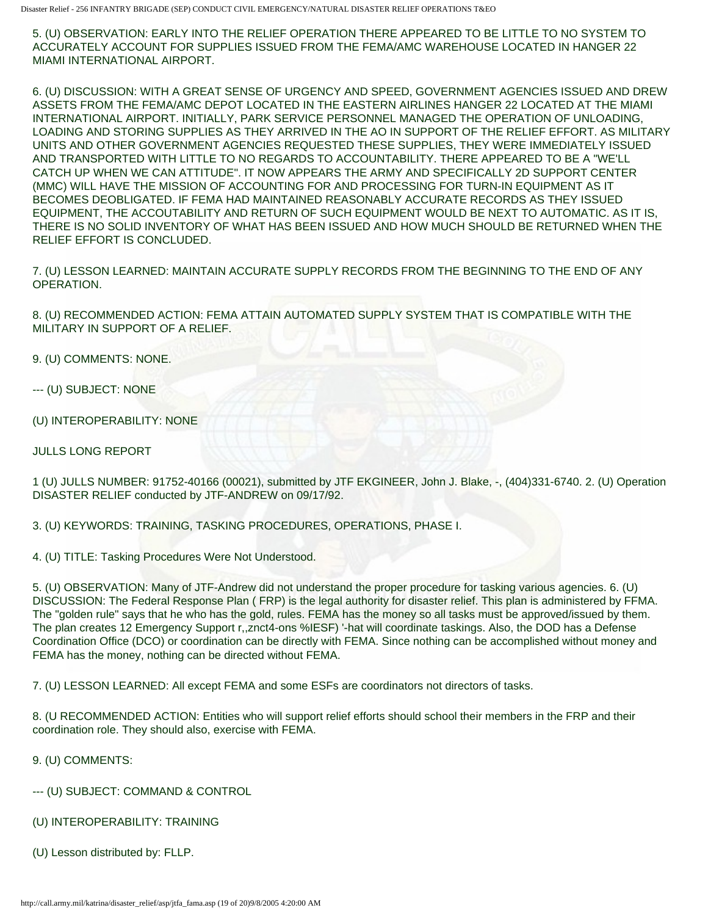5. (U) OBSERVATION: EARLY INTO THE RELIEF OPERATION THERE APPEARED TO BE LITTLE TO NO SYSTEM TO ACCURATELY ACCOUNT FOR SUPPLIES ISSUED FROM THE FEMA/AMC WAREHOUSE LOCATED IN HANGER 22 MIAMI INTERNATIONAL AIRPORT.

6. (U) DISCUSSION: WITH A GREAT SENSE OF URGENCY AND SPEED, GOVERNMENT AGENCIES ISSUED AND DREW ASSETS FROM THE FEMA/AMC DEPOT LOCATED IN THE EASTERN AIRLINES HANGER 22 LOCATED AT THE MIAMI INTERNATIONAL AIRPORT. INITIALLY, PARK SERVICE PERSONNEL MANAGED THE OPERATION OF UNLOADING, LOADING AND STORING SUPPLIES AS THEY ARRIVED IN THE AO IN SUPPORT OF THE RELIEF EFFORT. AS MILITARY UNITS AND OTHER GOVERNMENT AGENCIES REQUESTED THESE SUPPLIES, THEY WERE IMMEDIATELY ISSUED AND TRANSPORTED WITH LITTLE TO NO REGARDS TO ACCOUNTABILITY. THERE APPEARED TO BE A "WE'LL CATCH UP WHEN WE CAN ATTITUDE". IT NOW APPEARS THE ARMY AND SPECIFICALLY 2D SUPPORT CENTER (MMC) WILL HAVE THE MISSION OF ACCOUNTING FOR AND PROCESSING FOR TURN-IN EQUIPMENT AS IT BECOMES DEOBLIGATED. IF FEMA HAD MAINTAINED REASONABLY ACCURATE RECORDS AS THEY ISSUED EQUIPMENT, THE ACCOUTABILITY AND RETURN OF SUCH EQUIPMENT WOULD BE NEXT TO AUTOMATIC. AS IT IS, THERE IS NO SOLID INVENTORY OF WHAT HAS BEEN ISSUED AND HOW MUCH SHOULD BE RETURNED WHEN THE RELIEF EFFORT IS CONCLUDED.

7. (U) LESSON LEARNED: MAINTAIN ACCURATE SUPPLY RECORDS FROM THE BEGINNING TO THE END OF ANY OPERATION.

8. (U) RECOMMENDED ACTION: FEMA ATTAIN AUTOMATED SUPPLY SYSTEM THAT IS COMPATIBLE WITH THE MILITARY IN SUPPORT OF A RELIEF.

9. (U) COMMENTS: NONE.

--- (U) SUBJECT: NONE

(U) INTEROPERABILITY: NONE

JULLS LONG REPORT

1 (U) JULLS NUMBER: 91752-40166 (00021), submitted by JTF EKGINEER, John J. Blake, -, (404)331-6740. 2. (U) Operation DISASTER RELIEF conducted by JTF-ANDREW on 09/17/92.

3. (U) KEYWORDS: TRAINING, TASKING PROCEDURES, OPERATIONS, PHASE I.

4. (U) TITLE: Tasking Procedures Were Not Understood.

5. (U) OBSERVATION: Many of JTF-Andrew did not understand the proper procedure for tasking various agencies. 6. (U) DISCUSSION: The Federal Response Plan ( FRP) is the legal authority for disaster relief. This plan is administered by FFMA. The "golden rule" says that he who has the gold, rules. FEMA has the money so all tasks must be approved/issued by them. The plan creates 12 Emergency Support r,,znct4-ons %IESF) '-hat will coordinate taskings. Also, the DOD has a Defense Coordination Office (DCO) or coordination can be directly with FEMA. Since nothing can be accomplished without money and FEMA has the money, nothing can be directed without FEMA.

7. (U) LESSON LEARNED: All except FEMA and some ESFs are coordinators not directors of tasks.

8. (U RECOMMENDED ACTION: Entities who will support relief efforts should school their members in the FRP and their coordination role. They should also, exercise with FEMA.

9. (U) COMMENTS:

--- (U) SUBJECT: COMMAND & CONTROL

(U) INTEROPERABILITY: TRAINING

(U) Lesson distributed by: FLLP.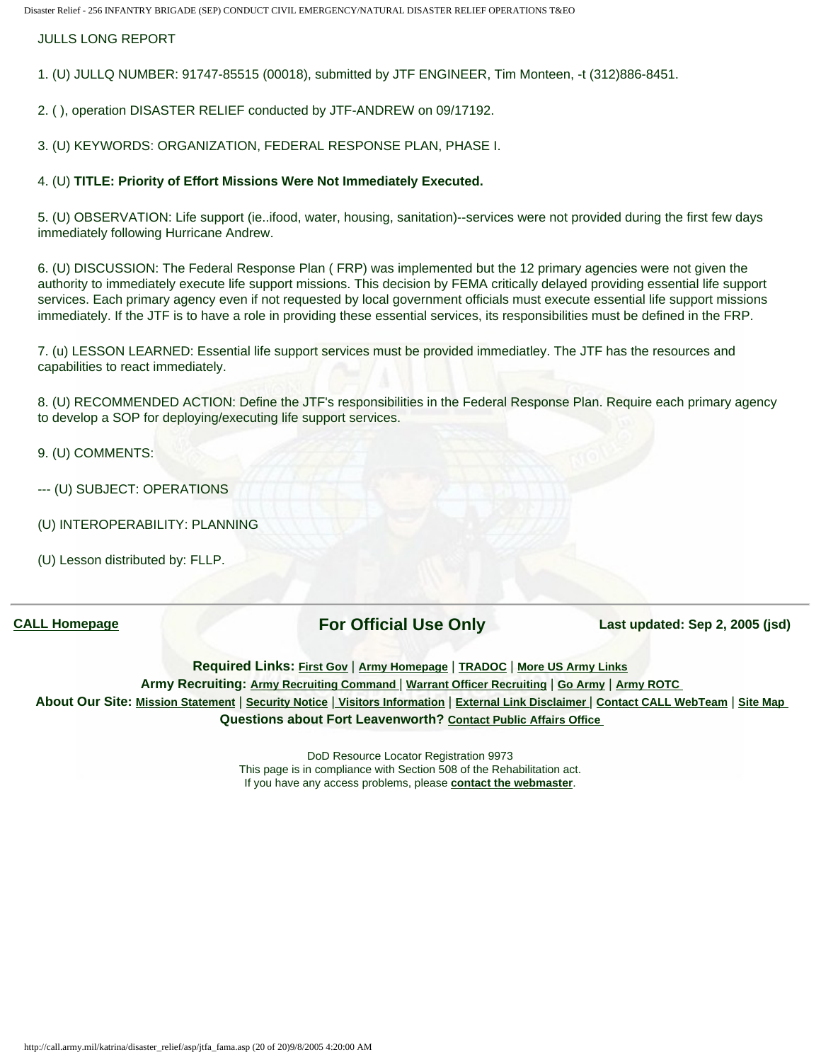JULLS LONG REPORT

1. (U) JULLQ NUMBER: 91747-85515 (00018), submitted by JTF ENGINEER, Tim Monteen, -t (312)886-8451.

2. ( ), operation DISASTER RELIEF conducted by JTF-ANDREW on 09/17192.

3. (U) KEYWORDS: ORGANIZATION, FEDERAL RESPONSE PLAN, PHASE I.

4. (U) **TITLE: Priority of Effort Missions Were Not Immediately Executed.**

5. (U) OBSERVATION: Life support (ie..ifood, water, housing, sanitation)--services were not provided during the first few days immediately following Hurricane Andrew.

6. (U) DISCUSSION: The Federal Response Plan ( FRP) was implemented but the 12 primary agencies were not given the authority to immediately execute life support missions. This decision by FEMA critically delayed providing essential life support services. Each primary agency even if not requested by local government officials must execute essential life support missions immediately. If the JTF is to have a role in providing these essential services, its responsibilities must be defined in the FRP.

7. (u) LESSON LEARNED: Essential life support services must be provided immediatley. The JTF has the resources and capabilities to react immediately.

8. (U) RECOMMENDED ACTION: Define the JTF's responsibilities in the Federal Response Plan. Require each primary agency to develop a SOP for deploying/executing life support services.

9. (U) COMMENTS:

--- (U) SUBJECT: OPERATIONS

(U) INTEROPERABILITY: PLANNING

(U) Lesson distributed by: FLLP.

---

**CALL Homepage** **For Official Use Only** **Last updated: Sep 2, 2005 (jsd)**

**Required Links:** First Gov | Army Homepage | TRADOC | More US Army Links
**Army Recruiting:** Army Recruiting Command | Warrant Officer Recruiting | Go Army | Army ROTC
**About Our Site:** Mission Statement | Security Notice | Visitors Information | External Link Disclaimer | Contact CALL WebTeam | Site Map
**Questions about Fort Leavenworth?** Contact Public Affairs Office

DoD Resource Locator Registration 9973
This page is in compliance with Section 508 of the Rehabilitation act.
If you have any access problems, please **contact the webmaster**.